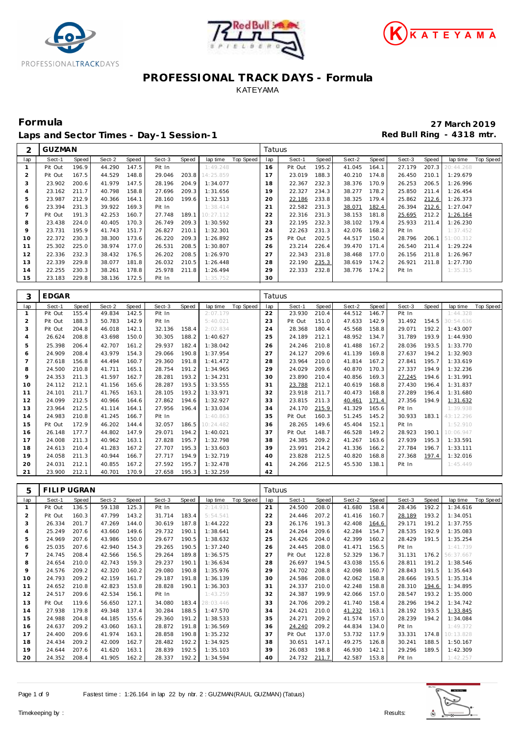# PROFESSIONAL TRACK DAYS - Formula

KATEYAMA

## Formula

**27 March 2019**

## Laps and Sector Times - Day-1 Session-1

**Red Bull Ring - 4318 mtr.**

| 2 | GUZMAN | | | | | | | | Tatuus | | | | | | | | | |
|---|---|---|---|---|---|---|---|---|---|---|---|---|---|---|---|---|---|---|
| lap | Sect-1 | Speed | Sect-2 | Speed | Sect-3 | Speed | lap time | Top Speed | lap | Sect-1 | Speed | Sect-2 | Speed | Sect-3 | Speed | lap time | Top Speed |
| 1 | Pit Out | 196.9 | 44.290 | 147.5 | Pit In | | 1:49.248 | | 16 | Pit Out | 195.2 | 41.045 | 164.1 | 27.179 | 207.3 | 20:44.268 | |
| 2 | Pit Out | 167.5 | 44.529 | 148.8 | 29.046 | 203.8 | 14:25.859 | | 17 | 23.019 | 188.3 | 40.210 | 174.8 | 26.450 | 210.1 | 1:29.679 | |
| 3 | 23.902 | 200.6 | 41.979 | 147.5 | 28.196 | 204.9 | 1:34.077 | | 18 | 22.367 | 232.3 | 38.376 | 170.9 | 26.253 | 206.5 | 1:26.996 | |
| 4 | 23.162 | 211.7 | 40.798 | 158.8 | 27.696 | 209.3 | 1:31.656 | | 19 | 22.327 | 234.3 | 38.277 | 178.2 | 25.850 | 211.4 | 1:26.454 | |
| 5 | 23.987 | 212.9 | 40.366 | 164.1 | 28.160 | 199.6 | 1:32.513 | | 20 | 22.186 | 233.8 | 38.325 | 179.4 | 25.862 | 212.6 | 1:26.373 | |
| 6 | 23.394 | 231.3 | 39.922 | 169.3 | Pit In | | 1:38.414 | | 21 | 22.582 | 231.3 | 38.071 | 182.4 | 26.394 | 212.6 | 1:27.047 | |
| 7 | Pit Out | 191.3 | 42.253 | 160.7 | 27.748 | 189.1 | 10:27.112 | | 22 | 22.316 | 231.3 | 38.153 | 181.8 | 25.695 | 212.2 | 1:26.164 | |
| 8 | 23.438 | 224.0 | 40.405 | 170.3 | 26.749 | 209.3 | 1:30.592 | | 23 | 22.195 | 232.3 | 38.102 | 179.4 | 25.933 | 211.4 | 1:26.230 | |
| 9 | 23.731 | 195.9 | 41.743 | 151.7 | 26.827 | 210.1 | 1:32.301 | | 24 | 22.263 | 231.3 | 42.076 | 168.2 | Pit In | | 1:37.452 | |
| 10 | 22.372 | 230.3 | 38.300 | 173.6 | 26.220 | 209.3 | 1:26.892 | | 25 | Pit Out | 202.5 | 44.517 | 150.4 | 28.796 | 206.1 | 51:00.312 | |
| 11 | 25.302 | 225.0 | 38.974 | 177.0 | 26.531 | 208.5 | 1:30.807 | | 26 | 23.214 | 226.4 | 39.470 | 171.4 | 26.540 | 211.4 | 1:29.224 | |
| 12 | 22.336 | 232.3 | 38.432 | 176.5 | 26.202 | 208.5 | 1:26.970 | | 27 | 22.343 | 231.8 | 38.468 | 177.0 | 26.156 | 211.8 | 1:26.967 | |
| 13 | 22.339 | 229.8 | 38.077 | 181.8 | 26.032 | 210.5 | 1:26.448 | | 28 | 22.190 | 235.3 | 38.619 | 174.2 | 26.921 | 211.8 | 1:27.730 | |
| 14 | 22.255 | 230.3 | 38.261 | 178.8 | 25.978 | 211.8 | 1:26.494 | | 29 | 22.333 | 232.8 | 38.776 | 174.2 | Pit In | | 1:35.315 | |
| 15 | 23.183 | 229.8 | 38.136 | 172.5 | Pit In | | 1:35.752 | | 30 | | | | | | | | |

| 3 | EDGAR | | | | | | | | Tatuus | | | | | | | | | |
|---|---|---|---|---|---|---|---|---|---|---|---|---|---|---|---|---|---|---|
| lap | Sect-1 | Speed | Sect-2 | Speed | Sect-3 | Speed | lap time | Top Speed | lap | Sect-1 | Speed | Sect-2 | Speed | Sect-3 | Speed | lap time | Top Speed |
| 1 | Pit Out | 155.4 | 49.834 | 142.5 | Pit In | | 2:07.179 | | 22 | 23.930 | 210.4 | 44.512 | 146.7 | Pit In | | 1:44.328 | |
| 2 | Pit Out | 188.3 | 50.783 | 142.9 | Pit In | | 5:40.021 | | 23 | Pit Out | 151.0 | 47.633 | 142.9 | 31.492 | 154.5 | 30:54.636 | |
| 3 | Pit Out | 204.8 | 46.018 | 142.1 | 32.136 | 158.4 | 2:02.834 | | 24 | 28.368 | 180.4 | 45.568 | 158.8 | 29.071 | 192.2 | 1:43.007 | |
| 4 | 26.624 | 208.8 | 43.698 | 150.0 | 30.305 | 188.2 | 1:40.627 | | 25 | 24.189 | 212.1 | 48.952 | 134.7 | 31.789 | 193.9 | 1:44.930 | |
| 5 | 25.398 | 206.4 | 42.707 | 161.2 | 29.937 | 182.4 | 1:38.042 | | 26 | 24.246 | 210.8 | 41.488 | 167.2 | 28.036 | 193.5 | 1:33.770 | |
| 6 | 24.909 | 208.4 | 43.979 | 154.3 | 29.066 | 190.8 | 1:37.954 | | 27 | 24.127 | 209.6 | 41.139 | 169.8 | 27.637 | 194.2 | 1:32.903 | |
| 7 | 27.618 | 156.8 | 44.494 | 160.7 | 29.360 | 191.8 | 1:41.472 | | 28 | 23.964 | 210.0 | 41.814 | 167.2 | 27.841 | 195.7 | 1:33.619 | |
| 8 | 24.500 | 210.8 | 41.711 | 165.1 | 28.754 | 191.2 | 1:34.965 | | 29 | 24.029 | 209.6 | 40.870 | 170.3 | 27.337 | 194.9 | 1:32.236 | |
| 9 | 24.353 | 211.3 | 41.597 | 162.7 | 28.281 | 193.2 | 1:34.231 | | 30 | 23.890 | 210.4 | 40.856 | 169.3 | 27.245 | 194.6 | 1:31.991 | |
| 10 | 24.112 | 212.1 | 41.156 | 165.6 | 28.287 | 193.5 | 1:33.555 | | 31 | 23.788 | 212.1 | 40.619 | 168.8 | 27.430 | 196.4 | 1:31.837 | |
| 11 | 24.101 | 211.7 | 41.765 | 163.1 | 28.105 | 193.2 | 1:33.971 | | 32 | 23.918 | 211.7 | 40.473 | 168.8 | 27.289 | 196.4 | 1:31.680 | |
| 12 | 24.099 | 212.5 | 40.966 | 164.6 | 27.862 | 194.6 | 1:32.927 | | 33 | 23.815 | 211.3 | 40.461 | 171.4 | 27.356 | 194.9 | 1:31.632 | |
| 13 | 23.964 | 212.5 | 41.114 | 164.1 | 27.956 | 196.4 | 1:33.034 | | 34 | 24.170 | 215.9 | 41.329 | 165.6 | Pit In | | 1:39.938 | |
| 14 | 24.983 | 210.8 | 41.245 | 166.7 | Pit In | | 1:40.863 | | 35 | Pit Out | 160.3 | 51.245 | 145.2 | 30.933 | 183.1 | 43:12.296 | |
| 15 | Pit Out | 172.9 | 46.202 | 144.4 | 32.057 | 186.5 | 10:24.482 | | 36 | 28.265 | 149.6 | 45.404 | 152.1 | Pit In | | 1:52.910 | |
| 16 | 26.148 | 177.7 | 44.802 | 147.9 | 29.071 | 194.2 | 1:40.021 | | 37 | Pit Out | 148.7 | 46.528 | 149.2 | 28.923 | 190.1 | 10:06.947 | |
| 17 | 24.008 | 211.3 | 40.962 | 163.1 | 27.828 | 195.7 | 1:32.798 | | 38 | 24.385 | 209.2 | 41.267 | 163.6 | 27.939 | 195.3 | 1:33.591 | |
| 18 | 24.613 | 210.4 | 41.283 | 167.2 | 27.707 | 195.3 | 1:33.603 | | 39 | 23.991 | 214.2 | 41.336 | 166.2 | 27.784 | 196.7 | 1:33.111 | |
| 19 | 24.058 | 211.3 | 40.944 | 166.7 | 27.717 | 194.9 | 1:32.719 | | 40 | 23.828 | 212.5 | 40.820 | 168.8 | 27.368 | 197.4 | 1:32.016 | |
| 20 | 24.031 | 212.1 | 40.855 | 167.2 | 27.592 | 195.7 | 1:32.478 | | 41 | 24.266 | 212.5 | 45.530 | 138.1 | Pit In | | 1:45.449 | |
| 21 | 23.900 | 212.1 | 40.701 | 170.9 | 27.658 | 195.3 | 1:32.259 | | 42 | | | | | | | | |

| 5 | FILIP UGRAN | | | | | | | | Tatuus | | | | | | | | | |
|---|---|---|---|---|---|---|---|---|---|---|---|---|---|---|---|---|---|---|
| lap | Sect-1 | Speed | Sect-2 | Speed | Sect-3 | Speed | lap time | Top Speed | lap | Sect-1 | Speed | Sect-2 | Speed | Sect-3 | Speed | lap time | Top Speed |
| 1 | Pit Out | 136.5 | 59.138 | 125.3 | Pit In | | 2:14.931 | | 21 | 24.500 | 208.0 | 41.680 | 158.4 | 28.436 | 192.2 | 1:34.616 | |
| 2 | Pit Out | 160.3 | 47.799 | 143.2 | 31.714 | 183.4 | 5:54.541 | | 22 | 24.446 | 207.2 | 41.416 | 160.7 | 28.189 | 193.2 | 1:34.051 | |
| 3 | 26.334 | 201.7 | 47.269 | 144.0 | 30.619 | 187.8 | 1:44.222 | | 23 | 26.176 | 191.3 | 42.408 | 164.6 | 29.171 | 191.2 | 1:37.755 | |
| 4 | 25.249 | 207.6 | 43.660 | 149.6 | 29.732 | 190.1 | 1:38.641 | | 24 | 24.264 | 209.6 | 42.284 | 154.7 | 28.535 | 192.9 | 1:35.083 | |
| 5 | 24.969 | 207.6 | 43.986 | 150.0 | 29.677 | 190.5 | 1:38.632 | | 25 | 24.426 | 204.0 | 42.399 | 160.2 | 28.429 | 191.5 | 1:35.254 | |
| 6 | 25.035 | 207.6 | 42.940 | 154.3 | 29.265 | 190.5 | 1:37.240 | | 26 | 24.445 | 208.0 | 41.471 | 156.5 | Pit In | | 1:41.739 | |
| 7 | 24.745 | 208.4 | 42.566 | 156.5 | 29.264 | 189.8 | 1:36.575 | | 27 | Pit Out | 122.8 | 52.329 | 136.7 | 31.131 | 176.2 | 56:37.667 | |
| 8 | 24.654 | 210.0 | 42.743 | 159.3 | 29.237 | 190.1 | 1:36.634 | | 28 | 26.697 | 194.5 | 43.038 | 155.6 | 28.811 | 191.2 | 1:38.546 | |
| 9 | 24.576 | 209.2 | 42.320 | 160.2 | 29.080 | 190.8 | 1:35.976 | | 29 | 24.702 | 208.8 | 42.098 | 160.7 | 28.843 | 191.5 | 1:35.643 | |
| 10 | 24.793 | 209.2 | 42.159 | 161.7 | 29.187 | 191.8 | 1:36.139 | | 30 | 24.586 | 208.0 | 42.062 | 158.8 | 28.666 | 193.5 | 1:35.314 | |
| 11 | 24.652 | 210.8 | 42.823 | 153.8 | 28.828 | 190.1 | 1:36.303 | | 31 | 24.337 | 210.0 | 42.248 | 158.8 | 28.310 | 194.6 | 1:34.895 | |
| 12 | 24.517 | 209.6 | 42.534 | 156.1 | Pit In | | 1:43.259 | | 32 | 24.387 | 199.9 | 42.066 | 157.0 | 28.547 | 193.2 | 1:35.000 | |
| 13 | Pit Out | 119.6 | 56.650 | 127.1 | 34.080 | 183.4 | 28:03.446 | | 33 | 24.706 | 209.2 | 41.740 | 158.4 | 28.296 | 194.2 | 1:34.742 | |
| 14 | 27.938 | 179.8 | 49.348 | 137.4 | 30.284 | 188.5 | 1:47.570 | | 34 | 24.421 | 210.0 | 41.232 | 163.1 | 28.192 | 193.5 | 1:33.845 | |
| 15 | 24.988 | 204.8 | 44.185 | 155.6 | 29.360 | 191.2 | 1:38.533 | | 35 | 24.271 | 209.2 | 41.574 | 157.0 | 28.239 | 194.2 | 1:34.084 | |
| 16 | 24.637 | 209.2 | 43.060 | 163.1 | 28.872 | 191.8 | 1:36.569 | | 36 | 24.240 | 209.2 | 44.834 | 134.0 | Pit In | | 1:49.372 | |
| 17 | 24.400 | 209.6 | 41.974 | 163.1 | 28.858 | 190.8 | 1:35.232 | | 37 | Pit Out | 137.0 | 53.732 | 117.9 | 33.331 | 174.8 | 10:13.828 | |
| 18 | 24.434 | 209.2 | 42.009 | 162.7 | 28.482 | 192.2 | 1:34.925 | | 38 | 30.651 | 147.1 | 49.275 | 126.8 | 30.241 | 188.5 | 1:50.167 | |
| 19 | 24.644 | 207.6 | 41.620 | 163.1 | 28.839 | 192.5 | 1:35.103 | | 39 | 26.083 | 198.8 | 46.930 | 142.1 | 29.296 | 189.5 | 1:42.309 | |
| 20 | 24.352 | 208.4 | 41.905 | 162.2 | 28.337 | 192.2 | 1:34.594 | | 40 | 24.732 | 211.7 | 42.587 | 153.8 | Pit In | | 1:42.257 | |

Fastest time : 1:26.164 in lap 22 by nbr. 2 : GUZMAN(RAUL GUZMAN) (Tatuus)

Timekeeping by :

Results: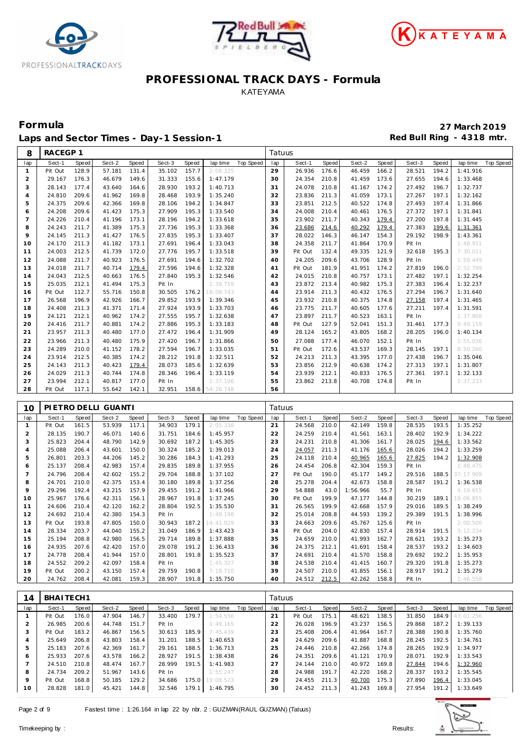# PROFESSIONAL TRACK DAYS - Formula

KATEYAMA

## Formula

**27 March 2019**

**Laps and Sector Times - Day-1 Session-1**

**Red Bull Ring - 4318 mtr.**

| 8 | RACEGP 1 | | | | | | | | Tatuus | | | | | | | | |
|---|---|---|---|---|---|---|---|---|---|---|---|---|---|---|---|---|---|
| lap | Sect-1 | Speed | Sect-2 | Speed | Sect-3 | Speed | lap time | Top Speed | lap | Sect-1 | Speed | Sect-2 | Speed | Sect-3 | Speed | lap time | Top Speed |
| 1 | Pit Out | 128.9 | 57.181 | 131.4 | 35.102 | 157.7 | 2:08.325 | | 29 | 26.936 | 176.6 | 46.459 | 166.2 | 28.521 | 194.2 | 1:41.916 | |
| 2 | 29.167 | 176.3 | 46.679 | 149.6 | 31.333 | 155.6 | 1:47.179 | | 30 | 24.354 | 210.8 | 41.459 | 173.6 | 27.655 | 194.6 | 1:33.468 | |
| 3 | 28.143 | 177.4 | 43.640 | 164.6 | 28.930 | 193.2 | 1:40.713 | | 31 | 24.078 | 210.8 | 41.167 | 174.2 | 27.492 | 196.7 | 1:32.737 | |
| 4 | 24.810 | 209.6 | 41.962 | 169.8 | 28.468 | 193.9 | 1:35.240 | | 32 | 23.836 | 211.3 | 41.059 | 173.1 | 27.267 | 197.1 | 1:32.162 | |
| 5 | 24.375 | 209.6 | 42.366 | 169.8 | 28.106 | 194.2 | 1:34.847 | | 33 | 23.851 | 212.5 | 40.522 | 174.8 | 27.493 | 197.4 | 1:31.866 | |
| 6 | 24.208 | 209.6 | 41.423 | 175.3 | 27.909 | 195.3 | 1:33.540 | | 34 | 24.008 | 210.4 | 40.461 | 176.5 | 27.372 | 197.1 | 1:31.841 | |
| 7 | 24.226 | 210.4 | 41.196 | 173.1 | 28.196 | 194.2 | 1:33.618 | | 35 | 23.902 | 211.7 | 40.343 | 179.4 | 27.200 | 197.8 | 1:31.445 | |
| 8 | 24.243 | 211.7 | 41.389 | 175.3 | 27.736 | 195.3 | 1:33.368 | | 36 | 23.686 | 214.6 | 40.292 | 179.4 | 27.383 | 199.6 | 1:31.361 | |
| 9 | 24.145 | 211.3 | 41.427 | 176.5 | 27.835 | 195.3 | 1:33.407 | | 37 | 28.022 | 146.3 | 46.147 | 154.3 | 29.192 | 198.9 | 1:43.361 | |
| 10 | 24.170 | 211.3 | 41.182 | 173.1 | 27.691 | 196.4 | 1:33.043 | | 38 | 24.358 | 211.7 | 41.864 | 170.9 | Pit In | | 1:48.911 | |
| 11 | 24.003 | 212.5 | 41.739 | 172.0 | 27.776 | 195.7 | 1:33.518 | | 39 | Pit Out | 132.4 | 49.335 | 121.9 | 32.618 | 195.3 | 7:30.011 | |
| 12 | 24.088 | 211.7 | 40.923 | 176.5 | 27.691 | 194.6 | 1:32.702 | | 40 | 24.205 | 209.6 | 43.706 | 128.9 | Pit In | | 1:59.449 | |
| 13 | 24.018 | 211.7 | 40.714 | 179.4 | 27.596 | 194.6 | 1:32.328 | | 41 | Pit Out | 181.9 | 41.951 | 174.2 | 27.819 | 196.0 | 2:52.799 | |
| 14 | 24.043 | 212.5 | 40.663 | 176.5 | 27.840 | 195.3 | 1:32.546 | | 42 | 24.015 | 210.8 | 40.757 | 173.1 | 27.482 | 197.1 | 1:32.254 | |
| 15 | 25.035 | 212.1 | 41.494 | 175.3 | Pit In | | 1:39.759 | | 43 | 23.872 | 213.4 | 40.982 | 175.3 | 27.383 | 196.4 | 1:32.237 | |
| 16 | Pit Out | 112.7 | 55.716 | 150.8 | 30.505 | 176.2 | 18:08.743 | | 44 | 23.914 | 211.3 | 40.432 | 176.5 | 27.294 | 196.7 | 1:31.640 | |
| 17 | 26.568 | 196.9 | 42.926 | 166.7 | 29.852 | 193.9 | 1:39.346 | | 45 | 23.932 | 210.8 | 40.375 | 174.8 | 27.158 | 197.4 | 1:31.465 | |
| 18 | 24.408 | 211.3 | 41.371 | 171.4 | 27.924 | 193.9 | 1:33.703 | | 46 | 23.775 | 211.7 | 40.605 | 177.6 | 27.211 | 197.4 | 1:31.591 | |
| 19 | 24.121 | 212.1 | 40.962 | 174.2 | 27.555 | 195.7 | 1:32.638 | | 47 | 23.897 | 211.7 | 40.523 | 163.1 | Pit In | | 1:37.868 | |
| 20 | 24.416 | 211.7 | 40.881 | 174.2 | 27.886 | 195.3 | 1:33.183 | | 48 | Pit Out | 127.9 | 52.041 | 151.3 | 31.461 | 177.3 | 9:49.159 | |
| 21 | 23.957 | 211.3 | 40.480 | 177.0 | 27.472 | 196.4 | 1:31.909 | | 49 | 28.124 | 165.2 | 43.805 | 168.2 | 28.205 | 196.0 | 1:40.134 | |
| 22 | 23.966 | 211.3 | 40.480 | 175.9 | 27.420 | 196.7 | 1:31.866 | | 50 | 27.088 | 177.4 | 46.070 | 152.1 | Pit In | | 1:55.036 | |
| 23 | 24.289 | 210.0 | 41.152 | 178.2 | 27.594 | 196.7 | 1:33.035 | | 51 | Pit Out | 172.6 | 43.537 | 169.3 | 28.145 | 197.1 | 8:50.260 | |
| 24 | 23.914 | 212.5 | 40.385 | 174.2 | 28.212 | 191.8 | 1:32.511 | | 52 | 24.213 | 211.3 | 43.395 | 177.0 | 27.438 | 196.7 | 1:35.046 | |
| 25 | 24.143 | 211.3 | 40.423 | 179.4 | 28.073 | 185.6 | 1:32.639 | | 53 | 23.856 | 212.9 | 40.638 | 174.2 | 27.313 | 197.1 | 1:31.807 | |
| 26 | 24.029 | 211.3 | 40.744 | 174.8 | 28.346 | 196.4 | 1:33.119 | | 54 | 23.939 | 212.1 | 40.833 | 176.5 | 27.361 | 197.1 | 1:32.133 | |
| 27 | 23.994 | 212.1 | 40.817 | 177.0 | Pit In | | 1:37.106 | | 55 | 23.862 | 213.8 | 40.708 | 174.8 | Pit In | | 1:37.233 | |
| 28 | Pit Out | 117.1 | 55.642 | 142.1 | 32.951 | 158.6 | 54:26.748 | | 56 | | | | | | | | |

| 10 | PIETRO DELLI GUANTI | | | | | | | | Tatuus | | | | | | | | |
|---|---|---|---|---|---|---|---|---|---|---|---|---|---|---|---|---|---|
| lap | Sect-1 | Speed | Sect-2 | Speed | Sect-3 | Speed | lap time | Top Speed | lap | Sect-1 | Speed | Sect-2 | Speed | Sect-3 | Speed | lap time | Top Speed |
| 1 | Pit Out | 161.5 | 53.939 | 117.1 | 34.903 | 179.1 | 2:05.338 | | 21 | 24.568 | 210.0 | 42.149 | 159.8 | 28.535 | 193.5 | 1:35.252 | |
| 2 | 28.135 | 190.7 | 46.071 | 140.6 | 31.751 | 184.6 | 1:45.957 | | 22 | 24.259 | 210.4 | 41.561 | 163.1 | 28.402 | 192.9 | 1:34.222 | |
| 3 | 25.823 | 204.4 | 48.790 | 142.9 | 30.692 | 187.2 | 1:45.305 | | 23 | 24.231 | 210.8 | 41.306 | 161.7 | 28.025 | 194.6 | 1:33.562 | |
| 4 | 25.088 | 206.4 | 43.601 | 150.0 | 30.324 | 185.2 | 1:39.013 | | 24 | 24.057 | 211.3 | 41.176 | 165.6 | 28.026 | 194.2 | 1:33.259 | |
| 5 | 26.801 | 203.3 | 44.206 | 145.2 | 30.286 | 184.3 | 1:41.293 | | 25 | 24.118 | 210.4 | 40.965 | 165.6 | 27.825 | 194.2 | 1:32.908 | |
| 6 | 25.137 | 208.4 | 42.983 | 157.4 | 29.835 | 189.8 | 1:37.955 | | 26 | 24.454 | 206.8 | 42.304 | 159.3 | Pit In | | 1:48.475 | |
| 7 | 24.796 | 208.4 | 42.602 | 155.2 | 29.704 | 188.8 | 1:37.102 | | 27 | Pit Out | 190.0 | 45.177 | 149.2 | 29.516 | 188.5 | 37:17.909 | |
| 8 | 24.701 | 210.0 | 42.375 | 153.4 | 30.180 | 189.8 | 1:37.256 | | 28 | 25.278 | 204.4 | 42.673 | 158.8 | 28.587 | 191.2 | 1:36.538 | |
| 9 | 29.296 | 192.4 | 43.215 | 157.9 | 29.455 | 191.2 | 1:41.966 | | 29 | 54.888 | 43.0 | 1:56.966 | 55.7 | Pit In | | 4:19.655 | |
| 10 | 25.967 | 176.6 | 42.311 | 156.1 | 28.967 | 191.8 | 1:37.245 | | 30 | Pit Out | 199.9 | 47.177 | 144.8 | 30.219 | 189.1 | 19:06.855 | |
| 11 | 24.606 | 210.4 | 42.120 | 162.2 | 28.804 | 192.5 | 1:35.530 | | 31 | 26.565 | 199.9 | 42.668 | 157.9 | 29.016 | 189.5 | 1:38.249 | |
| 12 | 24.692 | 210.4 | 42.380 | 154.3 | Pit In | | 1:49.198 | | 32 | 25.014 | 208.8 | 44.593 | 139.2 | 29.389 | 191.5 | 1:38.996 | |
| 13 | Pit Out | 193.8 | 47.805 | 150.0 | 30.943 | 187.2 | 14:41.929 | | 33 | 24.663 | 209.6 | 45.767 | 125.6 | Pit In | | 2:00.500 | |
| 14 | 28.334 | 203.7 | 44.040 | 155.2 | 31.049 | 186.9 | 1:43.423 | | 34 | Pit Out | 204.0 | 42.830 | 157.4 | 28.914 | 191.5 | 3:12.234 | |
| 15 | 25.194 | 208.8 | 42.980 | 156.5 | 29.714 | 189.8 | 1:37.888 | | 35 | 24.659 | 210.0 | 41.993 | 162.7 | 28.621 | 193.2 | 1:35.273 | |
| 16 | 24.935 | 207.6 | 42.420 | 157.0 | 29.078 | 191.2 | 1:36.433 | | 36 | 24.375 | 212.1 | 41.691 | 158.4 | 28.537 | 193.2 | 1:34.603 | |
| 17 | 24.778 | 208.4 | 41.944 | 157.0 | 28.801 | 191.8 | 1:35.523 | | 37 | 24.691 | 210.4 | 41.570 | 158.8 | 29.692 | 192.2 | 1:35.953 | |
| 18 | 24.552 | 209.2 | 42.097 | 158.4 | Pit In | | 1:45.327 | | 38 | 24.538 | 210.4 | 41.415 | 160.7 | 29.320 | 191.8 | 1:35.273 | |
| 19 | Pit Out | 200.2 | 43.150 | 157.4 | 29.759 | 190.8 | 7:18.710 | | 39 | 24.507 | 210.0 | 41.855 | 156.1 | 28.917 | 191.2 | 1:35.279 | |
| 20 | 24.762 | 208.4 | 42.081 | 159.3 | 28.907 | 191.8 | 1:35.750 | | 40 | 24.512 | 212.5 | 42.262 | 158.8 | Pit In | | 1:46.558 | |

| 14 | BHAITECH1 | | | | | | | | Tatuus | | | | | | | | |
|---|---|---|---|---|---|---|---|---|---|---|---|---|---|---|---|---|---|
| lap | Sect-1 | Speed | Sect-2 | Speed | Sect-3 | Speed | lap time | Top Speed | lap | Sect-1 | Speed | Sect-2 | Speed | Sect-3 | Speed | lap time | Top Speed |
| 1 | Pit Out | 176.0 | 47.904 | 146.7 | 33.400 | 179.7 | 1:54.556 | | 21 | Pit Out | 175.1 | 48.621 | 138.5 | 31.850 | 184.9 | 43:01.256 | |
| 2 | 26.985 | 200.6 | 44.748 | 151.7 | Pit In | | 1:49.165 | | 22 | 26.028 | 196.9 | 43.237 | 156.5 | 29.868 | 187.2 | 1:39.133 | |
| 3 | Pit Out | 183.2 | 46.867 | 156.5 | 30.613 | 185.9 | 7:45.439 | | 23 | 25.408 | 206.4 | 41.964 | 167.7 | 28.388 | 190.8 | 1:35.760 | |
| 4 | 25.649 | 206.8 | 43.803 | 158.4 | 31.201 | 188.5 | 1:40.653 | | 24 | 24.629 | 209.6 | 41.887 | 168.8 | 28.245 | 192.5 | 1:34.761 | |
| 5 | 25.183 | 207.6 | 42.369 | 161.7 | 29.161 | 188.5 | 1:36.713 | | 25 | 24.446 | 210.8 | 42.266 | 174.8 | 28.265 | 192.9 | 1:34.977 | |
| 6 | 25.933 | 207.6 | 43.578 | 166.2 | 28.927 | 191.5 | 1:38.438 | | 26 | 24.351 | 209.6 | 41.121 | 170.9 | 28.071 | 192.9 | 1:33.543 | |
| 7 | 24.510 | 210.8 | 48.474 | 167.7 | 28.999 | 191.5 | 1:41.983 | | 27 | 24.144 | 210.0 | 40.972 | 169.8 | 27.844 | 194.6 | 1:32.960 | |
| 8 | 24.734 | 209.2 | 51.967 | 143.6 | Pit In | | 1:55.247 | | 28 | 24.988 | 191.7 | 42.220 | 168.2 | 28.337 | 193.2 | 1:35.545 | |
| 9 | Pit Out | 168.8 | 50.185 | 129.2 | 34.686 | 175.0 | 19:08.523 | | 29 | 24.455 | 211.3 | 40.700 | 175.3 | 27.890 | 196.4 | 1:33.045 | |
| 10 | 28.828 | 181.0 | 45.421 | 144.8 | 32.546 | 179.1 | 1:46.795 | | 30 | 24.452 | 211.3 | 41.243 | 169.8 | 27.954 | 191.2 | 1:33.649 | |

Fastest time : 1:26.164 in lap 22 by nbr. 2 : GUZMAN(RAUL GUZMAN) (Tatuus)

Timekeeping by : Results: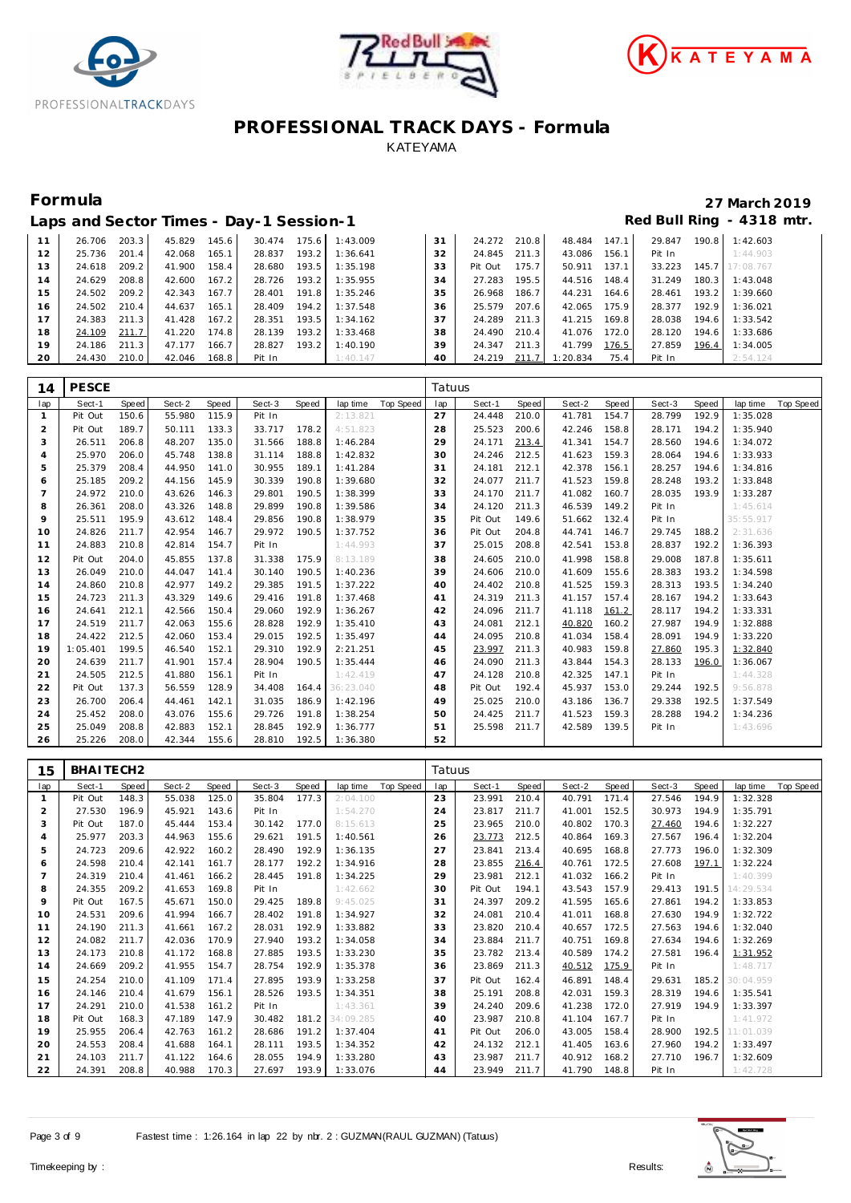# PROFESSIONAL TRACK DAYS - Formula

KATEYAMA

## Formula

**27 March 2019**

### Laps and Sector Times - Day-1 Session-1

**Red Bull Ring - 4318 mtr.**

| lap | Sect-1 | Speed | Sect-2 | Speed | Sect-3 | Speed | lap time | Top Speed | lap | Sect-1 | Speed | Sect-2 | Speed | Sect-3 | Speed | lap time | Top Speed |
|---|---|---|---|---|---|---|---|---|---|---|---|---|---|---|---|---|---|
| 11 | 26.706 | 203.3 | 45.829 | 145.6 | 30.474 | 175.6 | 1:43.009 | | 31 | 24.272 | 210.8 | 48.484 | 147.1 | 29.847 | 190.8 | 1:42.603 | |
| 12 | 25.736 | 201.4 | 42.068 | 165.1 | 28.837 | 193.2 | 1:36.641 | | 32 | 24.845 | 211.3 | 43.086 | 156.1 | Pit In | | 1:44.903 | |
| 13 | 24.618 | 209.2 | 41.900 | 158.4 | 28.680 | 193.5 | 1:35.198 | | 33 | Pit Out | 175.7 | 50.911 | 137.1 | 33.223 | 145.7 | 17:08.767 | |
| 14 | 24.629 | 208.8 | 42.600 | 167.2 | 28.726 | 193.2 | 1:35.955 | | 34 | 27.283 | 195.5 | 44.516 | 148.4 | 31.249 | 180.3 | 1:43.048 | |
| 15 | 24.502 | 209.2 | 42.343 | 167.7 | 28.401 | 191.8 | 1:35.246 | | 35 | 26.968 | 186.7 | 44.231 | 164.6 | 28.461 | 193.2 | 1:39.660 | |
| 16 | 24.502 | 210.4 | 44.637 | 165.1 | 28.409 | 194.2 | 1:37.548 | | 36 | 25.579 | 207.6 | 42.065 | 175.9 | 28.377 | 192.9 | 1:36.021 | |
| 17 | 24.383 | 211.3 | 41.428 | 167.2 | 28.351 | 193.5 | 1:34.162 | | 37 | 24.289 | 211.3 | 41.215 | 169.8 | 28.038 | 194.6 | 1:33.542 | |
| 18 | 24.109 | 211.7 | 41.220 | 174.8 | 28.139 | 193.2 | 1:33.468 | | 38 | 24.490 | 210.4 | 41.076 | 172.0 | 28.120 | 194.6 | 1:33.686 | |
| 19 | 24.186 | 211.3 | 47.177 | 166.7 | 28.827 | 193.2 | 1:40.190 | | 39 | 24.347 | 211.3 | 41.799 | 176.5 | 27.859 | 196.4 | 1:34.005 | |
| 20 | 24.430 | 210.0 | 42.046 | 168.8 | Pit In | | 1:40.147 | | 40 | 24.219 | 211.7 | 1:20.834 | 75.4 | Pit In | | 2:54.124 | |

**14 PESCE** — Tatuus

| lap | Sect-1 | Speed | Sect-2 | Speed | Sect-3 | Speed | lap time | Top Speed | lap | Sect-1 | Speed | Sect-2 | Speed | Sect-3 | Speed | lap time | Top Speed |
|---|---|---|---|---|---|---|---|---|---|---|---|---|---|---|---|---|---|
| 1 | Pit Out | 150.6 | 55.980 | 115.9 | Pit In | | 2:13.821 | | 27 | 24.448 | 210.0 | 41.781 | 154.7 | 28.799 | 192.9 | 1:35.028 | |
| 2 | Pit Out | 189.7 | 50.111 | 133.3 | 33.717 | 178.2 | 4:51.823 | | 28 | 25.523 | 200.6 | 42.246 | 158.8 | 28.171 | 194.2 | 1:35.940 | |
| 3 | 26.511 | 206.8 | 48.207 | 135.0 | 31.566 | 188.8 | 1:46.284 | | 29 | 24.171 | 213.4 | 41.341 | 154.7 | 28.560 | 194.6 | 1:34.072 | |
| 4 | 25.970 | 206.0 | 45.748 | 138.8 | 31.114 | 188.8 | 1:42.832 | | 30 | 24.246 | 212.5 | 41.623 | 159.3 | 28.064 | 194.6 | 1:33.933 | |
| 5 | 25.379 | 208.4 | 44.950 | 141.0 | 30.955 | 189.1 | 1:41.284 | | 31 | 24.181 | 212.1 | 42.378 | 156.1 | 28.257 | 194.6 | 1:34.816 | |
| 6 | 25.185 | 209.2 | 44.156 | 145.9 | 30.339 | 190.8 | 1:39.680 | | 32 | 24.077 | 211.7 | 41.523 | 159.8 | 28.248 | 193.2 | 1:33.848 | |
| 7 | 24.972 | 210.0 | 43.626 | 146.3 | 29.801 | 190.5 | 1:38.399 | | 33 | 24.170 | 211.7 | 41.082 | 160.7 | 28.035 | 193.9 | 1:33.287 | |
| 8 | 26.361 | 208.0 | 43.326 | 148.8 | 29.899 | 190.8 | 1:39.586 | | 34 | 24.120 | 211.3 | 46.539 | 149.2 | Pit In | | 1:45.614 | |
| 9 | 25.511 | 195.9 | 43.612 | 148.4 | 29.856 | 190.8 | 1:38.979 | | 35 | Pit Out | 149.6 | 51.662 | 132.4 | Pit In | | 35:55.917 | |
| 10 | 24.826 | 211.7 | 42.954 | 146.7 | 29.972 | 190.5 | 1:37.752 | | 36 | Pit Out | 204.8 | 44.741 | 146.7 | 29.745 | 188.2 | 2:31.636 | |
| 11 | 24.883 | 210.8 | 42.814 | 154.7 | Pit In | | 1:44.993 | | 37 | 25.015 | 208.8 | 42.541 | 153.8 | 28.837 | 192.2 | 1:36.393 | |
| 12 | Pit Out | 204.0 | 45.855 | 137.8 | 31.338 | 175.9 | 8:13.189 | | 38 | 24.605 | 210.0 | 41.998 | 158.8 | 29.008 | 187.8 | 1:35.611 | |
| 13 | 26.049 | 210.0 | 44.047 | 141.4 | 30.140 | 190.5 | 1:40.236 | | 39 | 24.606 | 210.0 | 41.609 | 155.6 | 28.383 | 193.2 | 1:34.598 | |
| 14 | 24.860 | 210.8 | 42.977 | 149.2 | 29.385 | 191.5 | 1:37.222 | | 40 | 24.402 | 210.8 | 41.525 | 159.3 | 28.313 | 193.5 | 1:34.240 | |
| 15 | 24.723 | 211.3 | 43.329 | 149.6 | 29.416 | 191.8 | 1:37.468 | | 41 | 24.319 | 211.3 | 41.157 | 157.4 | 28.167 | 194.2 | 1:33.643 | |
| 16 | 24.641 | 212.1 | 42.566 | 150.4 | 29.060 | 192.9 | 1:36.267 | | 42 | 24.096 | 211.7 | 41.118 | 161.2 | 28.117 | 194.2 | 1:33.331 | |
| 17 | 24.519 | 211.7 | 42.063 | 155.6 | 28.828 | 192.9 | 1:35.410 | | 43 | 24.081 | 212.1 | 40.820 | 160.2 | 27.987 | 194.9 | 1:32.888 | |
| 18 | 24.422 | 212.5 | 42.060 | 153.4 | 29.015 | 192.5 | 1:35.497 | | 44 | 24.095 | 210.8 | 41.034 | 158.4 | 28.091 | 194.9 | 1:33.220 | |
| 19 | 1:05.401 | 199.5 | 46.540 | 152.1 | 29.310 | 192.9 | 2:21.251 | | 45 | 23.997 | 211.3 | 40.983 | 159.8 | 27.860 | 195.3 | 1:32.840 | |
| 20 | 24.639 | 211.7 | 41.901 | 157.4 | 28.904 | 190.5 | 1:35.444 | | 46 | 24.090 | 211.3 | 43.844 | 154.3 | 28.133 | 196.0 | 1:36.067 | |
| 21 | 24.505 | 212.5 | 41.880 | 156.1 | Pit In | | 1:42.419 | | 47 | 24.128 | 210.8 | 42.325 | 147.1 | Pit In | | 1:44.328 | |
| 22 | Pit Out | 137.3 | 56.559 | 128.9 | 34.408 | 164.4 | 36:23.040 | | 48 | Pit Out | 192.4 | 45.937 | 153.0 | 29.244 | 192.5 | 9:56.878 | |
| 23 | 26.700 | 206.4 | 44.461 | 142.1 | 31.035 | 186.9 | 1:42.196 | | 49 | 25.025 | 210.0 | 43.186 | 136.7 | 29.338 | 192.5 | 1:37.549 | |
| 24 | 25.452 | 208.0 | 43.076 | 155.6 | 29.726 | 191.8 | 1:38.254 | | 50 | 24.425 | 211.7 | 41.523 | 159.3 | 28.288 | 194.2 | 1:34.236 | |
| 25 | 25.049 | 208.8 | 42.883 | 152.1 | 28.845 | 192.9 | 1:36.777 | | 51 | 25.598 | 211.7 | 42.589 | 139.5 | Pit In | | 1:43.696 | |
| 26 | 25.226 | 208.0 | 42.344 | 155.6 | 28.810 | 192.5 | 1:36.380 | | 52 | | | | | | | | |

**15 BHAITECH2** — Tatuus

| lap | Sect-1 | Speed | Sect-2 | Speed | Sect-3 | Speed | lap time | Top Speed | lap | Sect-1 | Speed | Sect-2 | Speed | Sect-3 | Speed | lap time | Top Speed |
|---|---|---|---|---|---|---|---|---|---|---|---|---|---|---|---|---|---|
| 1 | Pit Out | 148.3 | 55.038 | 125.0 | 35.804 | 177.3 | 2:04.100 | | 23 | 23.991 | 210.4 | 40.791 | 171.4 | 27.546 | 194.9 | 1:32.328 | |
| 2 | 27.530 | 196.9 | 45.921 | 143.6 | Pit In | | 1:54.270 | | 24 | 23.817 | 211.7 | 41.001 | 152.5 | 30.973 | 194.9 | 1:35.791 | |
| 3 | Pit Out | 187.0 | 45.444 | 153.4 | 30.142 | 177.0 | 8:15.613 | | 25 | 23.965 | 210.0 | 40.802 | 170.3 | 27.460 | 194.6 | 1:32.227 | |
| 4 | 25.977 | 203.3 | 44.963 | 155.6 | 29.621 | 191.5 | 1:40.561 | | 26 | 23.773 | 212.5 | 40.864 | 169.3 | 27.567 | 196.4 | 1:32.204 | |
| 5 | 24.723 | 209.6 | 42.922 | 160.2 | 28.490 | 192.9 | 1:36.135 | | 27 | 23.841 | 213.4 | 40.695 | 168.8 | 27.773 | 196.0 | 1:32.309 | |
| 6 | 24.598 | 210.4 | 42.141 | 161.7 | 28.177 | 192.2 | 1:34.916 | | 28 | 23.855 | 216.4 | 40.761 | 172.5 | 27.608 | 197.1 | 1:32.224 | |
| 7 | 24.319 | 210.4 | 41.461 | 166.2 | 28.445 | 191.8 | 1:34.225 | | 29 | 23.981 | 212.1 | 41.032 | 166.2 | Pit In | | 1:40.399 | |
| 8 | 24.355 | 209.2 | 41.653 | 169.8 | Pit In | | 1:42.662 | | 30 | Pit Out | 194.1 | 43.543 | 157.9 | 29.413 | 191.5 | 14:29.534 | |
| 9 | Pit Out | 167.5 | 45.671 | 150.0 | 29.425 | 189.8 | 9:45.025 | | 31 | 24.397 | 209.2 | 41.595 | 165.6 | 27.861 | 194.2 | 1:33.853 | |
| 10 | 24.531 | 209.6 | 41.994 | 166.7 | 28.402 | 191.8 | 1:34.927 | | 32 | 24.081 | 210.4 | 41.011 | 168.8 | 27.630 | 194.9 | 1:32.722 | |
| 11 | 24.190 | 211.3 | 41.661 | 167.2 | 28.031 | 192.9 | 1:33.882 | | 33 | 23.820 | 210.4 | 40.657 | 172.5 | 27.563 | 194.6 | 1:32.040 | |
| 12 | 24.082 | 211.7 | 42.036 | 170.9 | 27.940 | 193.2 | 1:34.058 | | 34 | 23.884 | 211.7 | 40.751 | 169.8 | 27.634 | 194.6 | 1:32.269 | |
| 13 | 24.173 | 210.8 | 41.172 | 168.8 | 27.885 | 193.5 | 1:33.230 | | 35 | 23.782 | 213.4 | 40.589 | 174.2 | 27.581 | 196.4 | 1:31.952 | |
| 14 | 24.669 | 209.2 | 41.955 | 154.7 | 28.754 | 192.9 | 1:35.378 | | 36 | 23.869 | 211.3 | 40.512 | 175.9 | Pit In | | 1:48.717 | |
| 15 | 24.254 | 210.0 | 41.109 | 171.4 | 27.895 | 193.9 | 1:33.258 | | 37 | Pit Out | 162.4 | 46.891 | 148.4 | 29.631 | 185.2 | 30:04.959 | |
| 16 | 24.146 | 210.4 | 41.679 | 156.1 | 28.526 | 193.5 | 1:34.351 | | 38 | 25.191 | 208.8 | 42.031 | 159.3 | 28.319 | 194.6 | 1:35.541 | |
| 17 | 24.291 | 210.0 | 41.538 | 161.2 | Pit In | | 1:43.361 | | 39 | 24.240 | 209.6 | 41.238 | 172.0 | 27.919 | 194.9 | 1:33.397 | |
| 18 | Pit Out | 168.3 | 47.189 | 147.9 | 30.482 | 181.2 | 34:09.285 | | 40 | 23.987 | 210.8 | 41.104 | 167.7 | Pit In | | 1:41.972 | |
| 19 | 25.955 | 206.4 | 42.763 | 161.2 | 28.686 | 191.2 | 1:37.404 | | 41 | Pit Out | 206.0 | 43.005 | 158.4 | 28.900 | 192.5 | 11:01.039 | |
| 20 | 24.553 | 208.4 | 41.688 | 164.1 | 28.111 | 193.5 | 1:34.352 | | 42 | 24.132 | 212.1 | 41.405 | 163.6 | 27.960 | 194.2 | 1:33.497 | |
| 21 | 24.103 | 211.7 | 41.122 | 164.6 | 28.055 | 194.9 | 1:33.280 | | 43 | 23.987 | 211.7 | 40.912 | 168.2 | 27.710 | 196.7 | 1:32.609 | |
| 22 | 24.391 | 208.8 | 40.988 | 170.3 | 27.697 | 193.9 | 1:33.076 | | 44 | 23.949 | 211.7 | 41.790 | 148.8 | Pit In | | 1:42.728 | |

Fastest time : 1:26.164 in lap 22 by nbr. 2 : GUZMAN(RAUL GUZMAN) (Tatuus)

Timekeeping by : Results: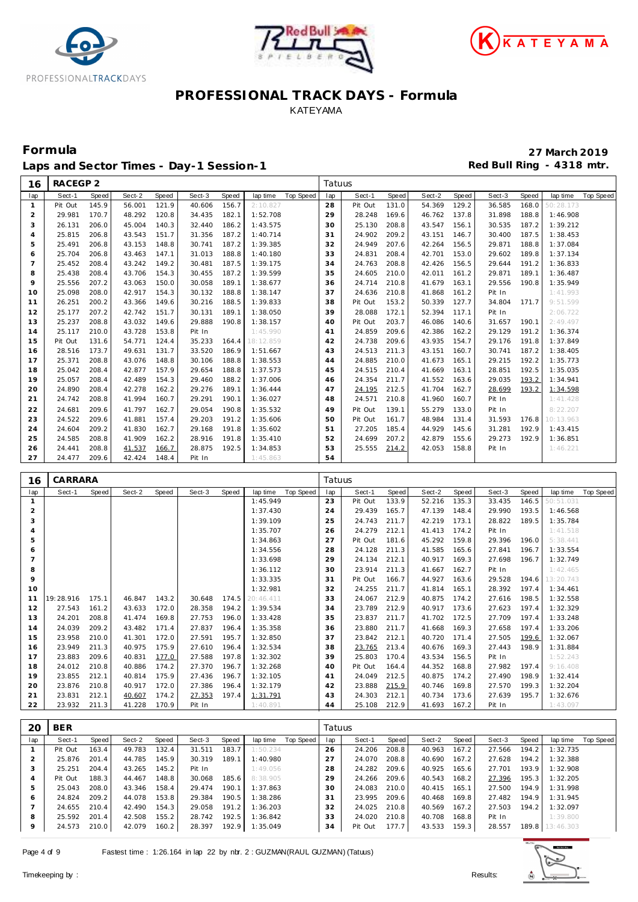# PROFESSIONAL TRACK DAYS - Formula

KATEYAMA

## Formula

**Laps and Sector Times - Day-1 Session-1**

**27 March 2019**

**Red Bull Ring - 4318 mtr.**

| 16 | RACEGP 2 | | | | | | | | Tatuus | | | | | | | | |
|---|---|---|---|---|---|---|---|---|---|---|---|---|---|---|---|---|---|
| lap | Sect-1 | Speed | Sect-2 | Speed | Sect-3 | Speed | lap time | Top Speed | lap | Sect-1 | Speed | Sect-2 | Speed | Sect-3 | Speed | lap time | Top Speed |
| 1 | Pit Out | 145.9 | 56.001 | 121.9 | 40.606 | 156.7 | 2:10.827 | | 28 | Pit Out | 131.0 | 54.369 | 129.2 | 36.585 | 168.0 | 50:28.173 | |
| 2 | 29.981 | 170.7 | 48.292 | 120.8 | 34.435 | 182.1 | 1:52.708 | | 29 | 28.248 | 169.6 | 46.762 | 137.8 | 31.898 | 188.8 | 1:46.908 | |
| 3 | 26.131 | 206.0 | 45.004 | 140.3 | 32.440 | 186.2 | 1:43.575 | | 30 | 25.130 | 208.8 | 43.547 | 156.1 | 30.535 | 187.2 | 1:39.212 | |
| 4 | 25.815 | 206.8 | 43.543 | 151.7 | 31.356 | 187.2 | 1:40.714 | | 31 | 24.902 | 209.2 | 43.151 | 146.7 | 30.400 | 187.5 | 1:38.453 | |
| 5 | 25.491 | 206.8 | 43.153 | 148.8 | 30.741 | 187.2 | 1:39.385 | | 32 | 24.949 | 207.6 | 42.264 | 156.5 | 29.871 | 188.8 | 1:37.084 | |
| 6 | 25.704 | 206.8 | 43.463 | 147.1 | 31.013 | 188.8 | 1:40.180 | | 33 | 24.831 | 208.4 | 42.701 | 153.0 | 29.602 | 189.8 | 1:37.134 | |
| 7 | 25.452 | 208.4 | 43.242 | 149.2 | 30.481 | 187.5 | 1:39.175 | | 34 | 24.763 | 208.8 | 42.426 | 156.5 | 29.644 | 191.2 | 1:36.833 | |
| 8 | 25.438 | 208.4 | 43.706 | 154.3 | 30.455 | 187.2 | 1:39.599 | | 35 | 24.605 | 210.0 | 42.011 | 161.2 | 29.871 | 189.1 | 1:36.487 | |
| 9 | 25.556 | 207.2 | 43.063 | 150.0 | 30.058 | 189.1 | 1:38.677 | | 36 | 24.714 | 210.8 | 41.679 | 163.1 | 29.556 | 190.8 | 1:35.949 | |
| 10 | 25.098 | 208.0 | 42.917 | 154.3 | 30.132 | 188.8 | 1:38.147 | | 37 | 24.636 | 210.8 | 41.868 | 161.2 | Pit In | | 1:41.993 | |
| 11 | 26.251 | 200.2 | 43.366 | 149.6 | 30.216 | 188.5 | 1:39.833 | | 38 | Pit Out | 153.2 | 50.339 | 127.7 | 34.804 | 171.7 | 9:51.599 | |
| 12 | 25.177 | 207.2 | 42.742 | 151.7 | 30.131 | 189.1 | 1:38.050 | | 39 | 28.088 | 172.1 | 52.394 | 117.1 | Pit In | | 2:06.722 | |
| 13 | 25.237 | 208.8 | 43.032 | 149.6 | 29.888 | 190.8 | 1:38.157 | | 40 | Pit Out | 203.7 | 46.086 | 140.6 | 31.657 | 190.1 | 2:49.497 | |
| 14 | 25.117 | 210.0 | 43.728 | 153.8 | Pit In | | 1:45.990 | | 41 | 24.859 | 209.6 | 42.386 | 162.2 | 29.129 | 191.2 | 1:36.374 | |
| 15 | Pit Out | 131.6 | 54.771 | 124.4 | 35.233 | 164.4 | 18:12.859 | | 42 | 24.738 | 209.6 | 43.935 | 154.7 | 29.176 | 191.8 | 1:37.849 | |
| 16 | 28.516 | 173.7 | 49.631 | 131.7 | 33.520 | 186.9 | 1:51.667 | | 43 | 24.513 | 211.3 | 43.151 | 160.7 | 30.741 | 187.2 | 1:38.405 | |
| 17 | 25.371 | 208.8 | 43.076 | 148.8 | 30.106 | 188.8 | 1:38.553 | | 44 | 24.885 | 210.0 | 41.673 | 165.1 | 29.215 | 192.2 | 1:35.773 | |
| 18 | 25.042 | 208.4 | 42.877 | 157.9 | 29.654 | 188.8 | 1:37.573 | | 45 | 24.515 | 210.4 | 41.669 | 163.1 | 28.851 | 192.5 | 1:35.035 | |
| 19 | 25.057 | 208.4 | 42.489 | 154.3 | 29.460 | 188.2 | 1:37.006 | | 46 | 24.354 | 211.7 | 41.552 | 163.6 | 29.035 | 193.2 | 1:34.941 | |
| 20 | 24.890 | 208.4 | 42.278 | 162.2 | 29.276 | 189.1 | 1:36.444 | | 47 | 24.195 | 212.5 | 41.704 | 162.7 | 28.699 | 193.2 | 1:34.598 | |
| 21 | 24.742 | 208.8 | 41.994 | 160.7 | 29.291 | 190.1 | 1:36.027 | | 48 | 24.571 | 210.8 | 41.960 | 160.7 | Pit In | | 1:41.428 | |
| 22 | 24.681 | 209.6 | 41.797 | 162.7 | 29.054 | 190.8 | 1:35.532 | | 49 | Pit Out | 139.1 | 55.279 | 133.0 | Pit In | | 8:22.207 | |
| 23 | 24.522 | 209.6 | 41.881 | 157.4 | 29.203 | 191.2 | 1:35.606 | | 50 | Pit Out | 161.7 | 48.984 | 131.4 | 31.593 | 176.8 | 10:13.963 | |
| 24 | 24.604 | 209.2 | 41.830 | 162.7 | 29.168 | 191.8 | 1:35.602 | | 51 | 27.205 | 185.4 | 44.929 | 145.6 | 31.281 | 192.9 | 1:43.415 | |
| 25 | 24.585 | 208.8 | 41.909 | 162.2 | 28.916 | 191.8 | 1:35.410 | | 52 | 24.699 | 207.2 | 42.879 | 155.6 | 29.273 | 192.9 | 1:36.851 | |
| 26 | 24.441 | 208.8 | 41.537 | 166.7 | 28.875 | 192.5 | 1:34.853 | | 53 | 25.555 | 214.2 | 42.053 | 158.8 | Pit In | | 1:46.221 | |
| 27 | 24.477 | 209.6 | 42.424 | 148.4 | Pit In | | 1:45.863 | | 54 | | | | | | | | |

| 16 | CARRARA | | | | | | | | Tatuus | | | | | | | | |
|---|---|---|---|---|---|---|---|---|---|---|---|---|---|---|---|---|---|
| lap | Sect-1 | Speed | Sect-2 | Speed | Sect-3 | Speed | lap time | Top Speed | lap | Sect-1 | Speed | Sect-2 | Speed | Sect-3 | Speed | lap time | Top Speed |
| 1 | | | | | | | 1:45.949 | | 23 | Pit Out | 133.9 | 52.216 | 135.3 | 33.435 | 146.5 | 50:51.031 | |
| 2 | | | | | | | 1:37.430 | | 24 | 29.439 | 165.7 | 47.139 | 148.4 | 29.990 | 193.5 | 1:46.568 | |
| 3 | | | | | | | 1:39.109 | | 25 | 24.743 | 211.7 | 42.219 | 173.1 | 28.822 | 189.5 | 1:35.784 | |
| 4 | | | | | | | 1:35.707 | | 26 | 24.279 | 212.1 | 41.413 | 174.2 | Pit In | | 1:41.518 | |
| 5 | | | | | | | 1:34.863 | | 27 | Pit Out | 181.6 | 45.292 | 159.8 | 29.396 | 196.0 | 5:38.441 | |
| 6 | | | | | | | 1:34.556 | | 28 | 24.128 | 211.3 | 41.585 | 165.6 | 27.841 | 196.7 | 1:33.554 | |
| 7 | | | | | | | 1:33.698 | | 29 | 24.134 | 212.1 | 40.917 | 169.3 | 27.698 | 196.7 | 1:32.749 | |
| 8 | | | | | | | 1:36.112 | | 30 | 23.914 | 211.3 | 41.667 | 162.7 | Pit In | | 1:42.465 | |
| 9 | | | | | | | 1:33.335 | | 31 | Pit Out | 166.7 | 44.927 | 163.6 | 29.528 | 194.6 | 13:20.743 | |
| 10 | | | | | | | 1:32.981 | | 32 | 24.255 | 211.7 | 41.814 | 165.1 | 28.392 | 197.4 | 1:34.461 | |
| 11 | 19:28.916 | 175.1 | 46.847 | 143.2 | 30.648 | 174.5 | 20:46.411 | | 33 | 24.067 | 212.9 | 40.875 | 174.2 | 27.616 | 198.5 | 1:32.558 | |
| 12 | 27.543 | 161.2 | 43.633 | 172.0 | 28.358 | 194.2 | 1:39.534 | | 34 | 23.789 | 212.9 | 40.917 | 173.6 | 27.623 | 197.4 | 1:32.329 | |
| 13 | 24.201 | 208.8 | 41.474 | 169.8 | 27.753 | 196.0 | 1:33.428 | | 35 | 23.837 | 211.7 | 41.702 | 172.5 | 27.709 | 197.4 | 1:33.248 | |
| 14 | 24.039 | 209.2 | 43.482 | 171.4 | 27.837 | 196.4 | 1:35.358 | | 36 | 23.880 | 211.7 | 41.668 | 169.3 | 27.658 | 197.4 | 1:33.206 | |
| 15 | 23.958 | 210.0 | 41.301 | 172.0 | 27.591 | 195.7 | 1:32.850 | | 37 | 23.842 | 212.1 | 40.720 | 171.4 | 27.505 | 199.6 | 1:32.067 | |
| 16 | 23.949 | 211.3 | 40.975 | 175.9 | 27.610 | 196.4 | 1:32.534 | | 38 | 23.765 | 213.4 | 40.676 | 169.3 | 27.443 | 198.9 | 1:31.884 | |
| 17 | 23.883 | 209.6 | 40.831 | 177.0 | 27.588 | 197.8 | 1:32.302 | | 39 | 25.803 | 170.4 | 43.534 | 156.5 | Pit In | | 1:52.243 | |
| 18 | 24.012 | 210.8 | 40.886 | 174.2 | 27.370 | 196.7 | 1:32.268 | | 40 | Pit Out | 164.4 | 44.352 | 168.8 | 27.982 | 197.4 | 9:16.408 | |
| 19 | 23.855 | 212.1 | 40.814 | 175.9 | 27.436 | 196.7 | 1:32.105 | | 41 | 24.049 | 212.5 | 40.875 | 174.2 | 27.490 | 198.9 | 1:32.414 | |
| 20 | 23.876 | 210.8 | 40.917 | 172.0 | 27.386 | 196.4 | 1:32.179 | | 42 | 23.888 | 215.9 | 40.746 | 169.8 | 27.570 | 199.3 | 1:32.204 | |
| 21 | 23.831 | 212.1 | 40.607 | 174.2 | 27.353 | 197.4 | 1:31.791 | | 43 | 24.303 | 212.1 | 40.734 | 173.6 | 27.639 | 195.7 | 1:32.676 | |
| 22 | 23.932 | 211.3 | 41.228 | 170.9 | Pit In | | 1:40.891 | | 44 | 25.108 | 212.9 | 41.693 | 167.2 | Pit In | | 1:43.097 | |

| 20 | BER | | | | | | | | Tatuus | | | | | | | | |
|---|---|---|---|---|---|---|---|---|---|---|---|---|---|---|---|---|---|
| lap | Sect-1 | Speed | Sect-2 | Speed | Sect-3 | Speed | lap time | Top Speed | lap | Sect-1 | Speed | Sect-2 | Speed | Sect-3 | Speed | lap time | Top Speed |
| 1 | Pit Out | 163.4 | 49.783 | 132.4 | 31.511 | 183.7 | 1:50.234 | | 26 | 24.206 | 208.8 | 40.963 | 167.2 | 27.566 | 194.2 | 1:32.735 | |
| 2 | 25.876 | 201.4 | 44.785 | 145.9 | 30.319 | 189.1 | 1:40.980 | | 27 | 24.070 | 208.8 | 40.690 | 167.2 | 27.628 | 194.2 | 1:32.388 | |
| 3 | 25.251 | 204.4 | 43.265 | 145.2 | Pit In | | 1:49.056 | | 28 | 24.282 | 209.6 | 40.925 | 165.6 | 27.701 | 193.9 | 1:32.908 | |
| 4 | Pit Out | 188.3 | 44.467 | 148.8 | 30.068 | 185.6 | 8:38.905 | | 29 | 24.266 | 209.6 | 40.543 | 168.2 | 27.396 | 193.5 | 1:32.205 | |
| 5 | 25.043 | 208.0 | 43.346 | 158.4 | 29.474 | 190.1 | 1:37.863 | | 30 | 24.083 | 210.0 | 40.415 | 165.1 | 27.500 | 194.9 | 1:31.998 | |
| 6 | 24.824 | 209.2 | 44.078 | 153.8 | 29.384 | 190.5 | 1:38.286 | | 31 | 23.995 | 209.6 | 40.468 | 169.8 | 27.482 | 194.9 | 1:31.945 | |
| 7 | 24.655 | 210.4 | 42.490 | 154.3 | 29.058 | 191.2 | 1:36.203 | | 32 | 24.025 | 210.8 | 40.569 | 167.2 | 27.503 | 194.2 | 1:32.097 | |
| 8 | 25.592 | 201.4 | 42.508 | 155.2 | 28.742 | 192.5 | 1:36.842 | | 33 | 24.020 | 210.8 | 40.708 | 168.8 | Pit In | | 1:39.800 | |
| 9 | 24.573 | 210.0 | 42.079 | 160.2 | 28.397 | 192.9 | 1:35.049 | | 34 | Pit Out | 177.7 | 43.533 | 159.3 | 28.557 | 189.8 | 13:46.303 | |

Fastest time : 1:26.164 in lap 22 by nbr. 2 : GUZMAN(RAUL GUZMAN) (Tatuus)

Timekeeping by : Results: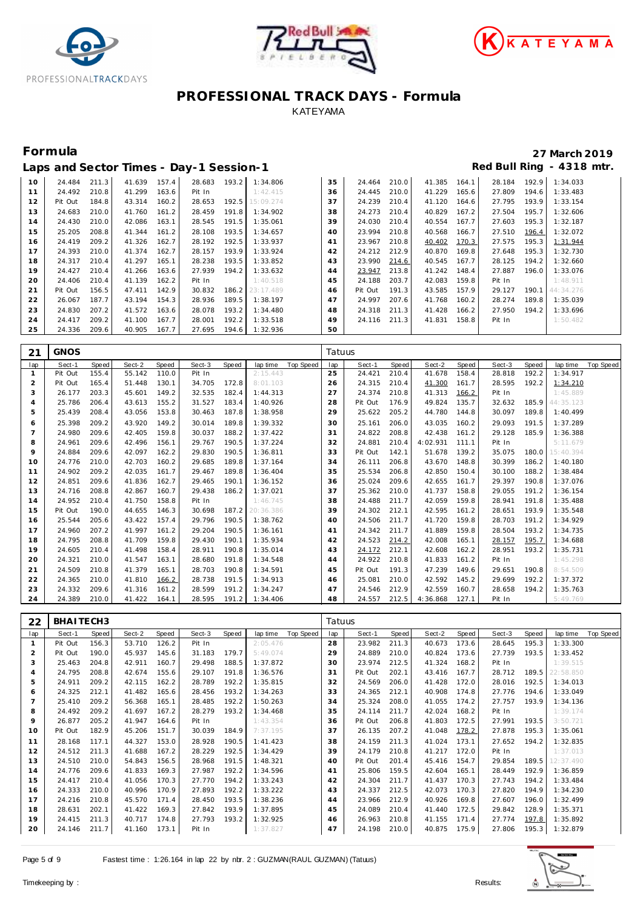# PROFESSIONAL TRACK DAYS - Formula

KATEYAMA

## Formula

**27 March 2019**

## Laps and Sector Times - Day-1 Session-1

**Red Bull Ring - 4318 mtr.**

| lap | Sect-1 | Speed | Sect-2 | Speed | Sect-3 | Speed | lap time | Top Speed | lap | Sect-1 | Speed | Sect-2 | Speed | Sect-3 | Speed | lap time | Top Speed |
|---|---|---|---|---|---|---|---|---|---|---|---|---|---|---|---|---|---|
| 10 | 24.484 | 211.3 | 41.639 | 157.4 | 28.683 | 193.2 | 1:34.806 | | 35 | 24.464 | 210.0 | 41.385 | 164.1 | 28.184 | 192.9 | 1:34.033 | |
| 11 | 24.492 | 210.8 | 41.299 | 163.6 | Pit In | | 1:42.415 | | 36 | 24.445 | 210.0 | 41.229 | 165.6 | 27.809 | 194.6 | 1:33.483 | |
| 12 | Pit Out | 184.8 | 43.314 | 160.2 | 28.653 | 192.5 | 15:09.274 | | 37 | 24.239 | 210.4 | 41.120 | 164.6 | 27.795 | 193.9 | 1:33.154 | |
| 13 | 24.683 | 210.0 | 41.760 | 161.2 | 28.459 | 191.8 | 1:34.902 | | 38 | 24.273 | 210.4 | 40.829 | 167.2 | 27.504 | 195.7 | 1:32.606 | |
| 14 | 24.430 | 210.0 | 42.086 | 163.1 | 28.545 | 191.5 | 1:35.061 | | 39 | 24.030 | 210.4 | 40.554 | 167.7 | 27.603 | 195.3 | 1:32.187 | |
| 15 | 25.205 | 208.8 | 41.344 | 161.2 | 28.108 | 193.5 | 1:34.657 | | 40 | 23.994 | 210.8 | 40.568 | 166.7 | 27.510 | 196.4 | 1:32.072 | |
| 16 | 24.419 | 209.2 | 41.326 | 162.7 | 28.192 | 192.5 | 1:33.937 | | 41 | 23.967 | 210.8 | 40.402 | 170.3 | 27.575 | 195.3 | 1:31.944 | |
| 17 | 24.393 | 210.0 | 41.374 | 162.7 | 28.157 | 193.9 | 1:33.924 | | 42 | 24.212 | 212.9 | 40.870 | 169.8 | 27.648 | 195.3 | 1:32.730 | |
| 18 | 24.317 | 210.4 | 41.297 | 165.1 | 28.238 | 193.5 | 1:33.852 | | 43 | 23.990 | 214.6 | 40.545 | 167.7 | 28.125 | 194.2 | 1:32.660 | |
| 19 | 24.427 | 210.4 | 41.266 | 163.6 | 27.939 | 194.2 | 1:33.632 | | 44 | 23.947 | 213.8 | 41.242 | 148.4 | 27.887 | 196.0 | 1:33.076 | |
| 20 | 24.406 | 210.4 | 41.139 | 162.2 | Pit In | | 1:40.518 | | 45 | 24.188 | 203.7 | 42.083 | 159.8 | Pit In | | 1:48.911 | |
| 21 | Pit Out | 156.5 | 47.411 | 142.9 | 30.832 | 186.2 | 23:17.489 | | 46 | Pit Out | 191.3 | 43.585 | 157.9 | 29.127 | 190.1 | 44:34.276 | |
| 22 | 26.067 | 187.7 | 43.194 | 154.3 | 28.936 | 189.5 | 1:38.197 | | 47 | 24.997 | 207.6 | 41.768 | 160.2 | 28.274 | 189.8 | 1:35.039 | |
| 23 | 24.830 | 207.2 | 41.572 | 163.6 | 28.078 | 193.2 | 1:34.480 | | 48 | 24.318 | 211.3 | 41.428 | 166.2 | 27.950 | 194.2 | 1:33.696 | |
| 24 | 24.417 | 209.2 | 41.100 | 167.7 | 28.001 | 192.2 | 1:33.518 | | 49 | 24.116 | 211.3 | 41.831 | 158.8 | Pit In | | 1:50.482 | |
| 25 | 24.336 | 209.6 | 40.905 | 167.7 | 27.695 | 194.6 | 1:32.936 | | 50 | | | | | | | | |

### 21 GNOS — Tatuus

| lap | Sect-1 | Speed | Sect-2 | Speed | Sect-3 | Speed | lap time | Top Speed | lap | Sect-1 | Speed | Sect-2 | Speed | Sect-3 | Speed | lap time | Top Speed |
|---|---|---|---|---|---|---|---|---|---|---|---|---|---|---|---|---|---|
| 1 | Pit Out | 155.4 | 55.142 | 110.0 | Pit In | | 2:15.443 | | 25 | 24.421 | 210.4 | 41.678 | 158.4 | 28.818 | 192.2 | 1:34.917 | |
| 2 | Pit Out | 165.4 | 51.448 | 130.1 | 34.705 | 172.8 | 8:01.103 | | 26 | 24.315 | 210.4 | 41.300 | 161.7 | 28.595 | 192.2 | 1:34.210 | |
| 3 | 26.177 | 203.3 | 45.601 | 149.2 | 32.535 | 182.4 | 1:44.313 | | 27 | 24.374 | 210.8 | 41.313 | 166.2 | Pit In | | 1:45.889 | |
| 4 | 25.786 | 206.4 | 43.613 | 155.2 | 31.527 | 183.4 | 1:40.926 | | 28 | Pit Out | 176.9 | 49.824 | 135.7 | 32.632 | 185.9 | 44:35.123 | |
| 5 | 25.439 | 208.4 | 43.056 | 153.8 | 30.463 | 187.8 | 1:38.958 | | 29 | 25.622 | 205.2 | 44.780 | 144.8 | 30.097 | 189.8 | 1:40.499 | |
| 6 | 25.398 | 209.2 | 43.920 | 149.2 | 30.014 | 189.8 | 1:39.332 | | 30 | 25.161 | 206.0 | 43.035 | 160.2 | 29.093 | 191.5 | 1:37.289 | |
| 7 | 24.980 | 209.6 | 42.405 | 159.8 | 30.037 | 188.2 | 1:37.422 | | 31 | 24.822 | 208.8 | 42.438 | 161.2 | 29.128 | 185.9 | 1:36.388 | |
| 8 | 24.961 | 209.6 | 42.496 | 156.1 | 29.767 | 190.5 | 1:37.224 | | 32 | 24.881 | 210.4 | 4:02.931 | 111.1 | Pit In | | 5:11.679 | |
| 9 | 24.884 | 209.6 | 42.097 | 162.2 | 29.830 | 190.5 | 1:36.811 | | 33 | Pit Out | 142.1 | 51.678 | 139.2 | 35.075 | 180.0 | 15:40.394 | |
| 10 | 24.776 | 210.0 | 42.703 | 160.2 | 29.685 | 189.8 | 1:37.164 | | 34 | 26.111 | 206.8 | 43.670 | 148.8 | 30.399 | 186.2 | 1:40.180 | |
| 11 | 24.902 | 209.2 | 42.035 | 161.7 | 29.467 | 189.8 | 1:36.404 | | 35 | 25.534 | 206.8 | 42.850 | 150.4 | 30.100 | 188.2 | 1:38.484 | |
| 12 | 24.851 | 209.6 | 41.836 | 162.7 | 29.465 | 190.1 | 1:36.152 | | 36 | 25.024 | 209.6 | 42.655 | 161.7 | 29.397 | 190.8 | 1:37.076 | |
| 13 | 24.716 | 208.8 | 42.867 | 160.7 | 29.438 | 186.2 | 1:37.021 | | 37 | 25.362 | 210.0 | 41.737 | 158.8 | 29.055 | 191.2 | 1:36.154 | |
| 14 | 24.952 | 210.4 | 41.750 | 158.8 | Pit In | | 1:46.745 | | 38 | 24.488 | 211.7 | 42.059 | 159.8 | 28.941 | 191.8 | 1:35.488 | |
| 15 | Pit Out | 190.0 | 44.655 | 146.3 | 30.698 | 187.2 | 20:36.386 | | 39 | 24.302 | 212.1 | 42.595 | 161.2 | 28.651 | 193.9 | 1:35.548 | |
| 16 | 25.544 | 205.6 | 43.422 | 157.4 | 29.796 | 190.5 | 1:38.762 | | 40 | 24.506 | 211.7 | 41.720 | 159.8 | 28.703 | 191.2 | 1:34.929 | |
| 17 | 24.960 | 207.2 | 41.997 | 161.2 | 29.204 | 190.5 | 1:36.161 | | 41 | 24.342 | 211.7 | 41.889 | 159.8 | 28.504 | 193.2 | 1:34.735 | |
| 18 | 24.795 | 208.8 | 41.709 | 159.8 | 29.430 | 190.1 | 1:35.934 | | 42 | 24.523 | 214.2 | 42.008 | 165.1 | 28.157 | 195.7 | 1:34.688 | |
| 19 | 24.605 | 210.4 | 41.498 | 158.4 | 28.911 | 190.8 | 1:35.014 | | 43 | 24.172 | 212.1 | 42.608 | 162.2 | 28.951 | 193.2 | 1:35.731 | |
| 20 | 24.321 | 210.0 | 41.547 | 163.1 | 28.680 | 191.8 | 1:34.548 | | 44 | 24.922 | 210.8 | 41.833 | 161.2 | Pit In | | 1:45.298 | |
| 21 | 24.509 | 210.8 | 41.379 | 165.1 | 28.703 | 190.8 | 1:34.591 | | 45 | Pit Out | 191.3 | 47.239 | 149.6 | 29.651 | 190.8 | 8:54.509 | |
| 22 | 24.365 | 210.0 | 41.810 | 166.2 | 28.738 | 191.5 | 1:34.913 | | 46 | 25.081 | 210.0 | 42.592 | 145.2 | 29.699 | 192.2 | 1:37.372 | |
| 23 | 24.332 | 209.6 | 41.316 | 161.2 | 28.599 | 191.2 | 1:34.247 | | 47 | 24.546 | 212.9 | 42.559 | 160.7 | 28.658 | 194.2 | 1:35.763 | |
| 24 | 24.389 | 210.0 | 41.422 | 164.1 | 28.595 | 191.2 | 1:34.406 | | 48 | 24.557 | 212.5 | 4:36.868 | 127.1 | Pit In | | 5:49.769 | |

### 22 BHAITECH3 — Tatuus

| lap | Sect-1 | Speed | Sect-2 | Speed | Sect-3 | Speed | lap time | Top Speed | lap | Sect-1 | Speed | Sect-2 | Speed | Sect-3 | Speed | lap time | Top Speed |
|---|---|---|---|---|---|---|---|---|---|---|---|---|---|---|---|---|---|
| 1 | Pit Out | 156.3 | 53.710 | 126.2 | Pit In | | 2:05.476 | | 28 | 23.982 | 211.3 | 40.673 | 173.6 | 28.645 | 195.3 | 1:33.300 | |
| 2 | Pit Out | 190.0 | 45.937 | 145.6 | 31.183 | 179.7 | 5:49.074 | | 29 | 24.889 | 210.0 | 40.824 | 173.6 | 27.739 | 193.5 | 1:33.452 | |
| 3 | 25.463 | 204.8 | 42.911 | 160.7 | 29.498 | 188.5 | 1:37.872 | | 30 | 23.974 | 212.5 | 41.324 | 168.2 | Pit In | | 1:39.515 | |
| 4 | 24.795 | 208.8 | 42.674 | 155.6 | 29.107 | 191.8 | 1:36.576 | | 31 | Pit Out | 202.1 | 43.416 | 167.7 | 28.712 | 189.5 | 22:58.850 | |
| 5 | 24.911 | 209.2 | 42.115 | 162.2 | 28.789 | 192.2 | 1:35.815 | | 32 | 24.569 | 206.0 | 41.428 | 172.0 | 28.016 | 192.5 | 1:34.013 | |
| 6 | 24.325 | 212.1 | 41.482 | 165.6 | 28.456 | 193.2 | 1:34.263 | | 33 | 24.365 | 212.1 | 40.908 | 174.8 | 27.776 | 194.6 | 1:33.049 | |
| 7 | 25.410 | 209.2 | 56.368 | 165.1 | 28.485 | 192.2 | 1:50.263 | | 34 | 25.324 | 208.0 | 41.055 | 174.2 | 27.757 | 193.9 | 1:34.136 | |
| 8 | 24.492 | 209.2 | 41.697 | 167.2 | 28.279 | 193.2 | 1:34.468 | | 35 | 24.114 | 211.7 | 42.024 | 168.2 | Pit In | | 1:39.174 | |
| 9 | 26.877 | 205.2 | 41.947 | 164.6 | Pit In | | 1:43.354 | | 36 | Pit Out | 206.8 | 41.803 | 172.5 | 27.991 | 193.5 | 3:50.721 | |
| 10 | Pit Out | 182.9 | 45.206 | 151.7 | 30.039 | 184.9 | 7:37.195 | | 37 | 26.135 | 207.2 | 41.048 | 178.2 | 27.878 | 195.3 | 1:35.061 | |
| 11 | 28.168 | 117.1 | 44.327 | 153.0 | 28.928 | 190.5 | 1:41.423 | | 38 | 24.159 | 211.3 | 41.024 | 173.1 | 27.652 | 194.2 | 1:32.835 | |
| 12 | 24.512 | 211.3 | 41.688 | 167.2 | 28.229 | 192.5 | 1:34.429 | | 39 | 24.179 | 210.8 | 41.217 | 172.0 | Pit In | | 1:37.013 | |
| 13 | 24.510 | 210.0 | 54.843 | 156.5 | 28.968 | 191.5 | 1:48.321 | | 40 | Pit Out | 201.4 | 45.416 | 154.7 | 29.854 | 189.5 | 12:37.490 | |
| 14 | 24.776 | 209.6 | 41.833 | 169.3 | 27.987 | 192.2 | 1:34.596 | | 41 | 25.806 | 159.5 | 42.604 | 165.1 | 28.449 | 192.9 | 1:36.859 | |
| 15 | 24.417 | 210.4 | 41.056 | 170.3 | 27.770 | 194.2 | 1:33.243 | | 42 | 24.304 | 211.7 | 41.437 | 170.3 | 27.743 | 194.2 | 1:33.484 | |
| 16 | 24.333 | 210.0 | 40.996 | 170.9 | 27.893 | 192.2 | 1:33.222 | | 43 | 24.337 | 212.5 | 42.073 | 170.3 | 27.820 | 194.9 | 1:34.230 | |
| 17 | 24.216 | 210.8 | 45.570 | 171.4 | 28.450 | 193.5 | 1:38.236 | | 44 | 23.966 | 212.9 | 40.926 | 169.8 | 27.607 | 196.0 | 1:32.499 | |
| 18 | 28.631 | 202.1 | 41.422 | 169.3 | 27.842 | 193.9 | 1:37.895 | | 45 | 24.089 | 210.4 | 41.440 | 172.5 | 29.842 | 128.9 | 1:35.371 | |
| 19 | 24.415 | 211.3 | 40.717 | 174.8 | 27.793 | 193.2 | 1:32.925 | | 46 | 26.963 | 210.8 | 41.155 | 171.4 | 27.774 | 197.8 | 1:35.892 | |
| 20 | 24.146 | 211.7 | 41.160 | 173.1 | Pit In | | 1:37.827 | | 47 | 24.198 | 210.0 | 40.875 | 175.9 | 27.806 | 195.3 | 1:32.879 | |

Fastest time : 1:26.164 in lap 22 by nbr. 2 : GUZMAN(RAUL GUZMAN) (Tatuus)

Timekeeping by :

Results: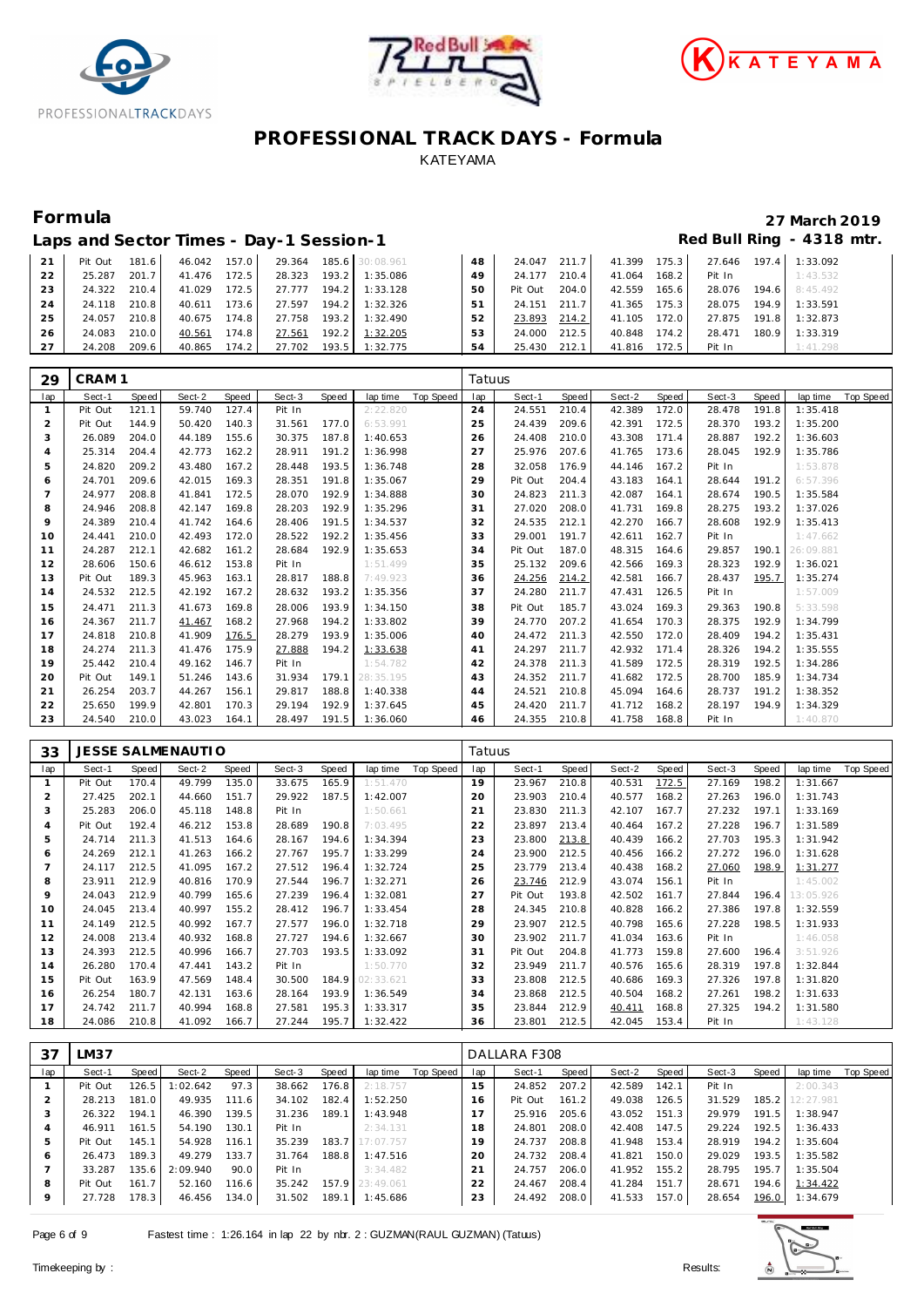# PROFESSIONAL TRACK DAYS - Formula

KATEYAMA

## Formula

**27 March 2019**

## Laps and Sector Times - Day-1 Session-1

**Red Bull Ring - 4318 mtr.**

| lap | Sect-1 | Speed | Sect-2 | Speed | Sect-3 | Speed | lap time | Top Speed | lap | Sect-1 | Speed | Sect-2 | Speed | Sect-3 | Speed | lap time | Top Speed |
|---|---|---|---|---|---|---|---|---|---|---|---|---|---|---|---|---|---|
| 21 | Pit Out | 181.6 | 46.042 | 157.0 | 29.364 | 185.6 | 30:08.961 | | 48 | 24.047 | 211.7 | 41.399 | 175.3 | 27.646 | 197.4 | 1:33.092 | |
| 22 | 25.287 | 201.7 | 41.476 | 172.5 | 28.323 | 193.2 | 1:35.086 | | 49 | 24.177 | 210.4 | 41.064 | 168.2 | Pit In | | 1:43.532 | |
| 23 | 24.322 | 210.4 | 41.029 | 172.5 | 27.777 | 194.2 | 1:33.128 | | 50 | Pit Out | 204.0 | 42.559 | 165.6 | 28.076 | 194.6 | 8:45.492 | |
| 24 | 24.118 | 210.8 | 40.611 | 173.6 | 27.597 | 194.2 | 1:32.326 | | 51 | 24.151 | 211.7 | 41.365 | 175.3 | 28.075 | 194.9 | 1:33.591 | |
| 25 | 24.057 | 210.8 | 40.675 | 174.8 | 27.758 | 193.2 | 1:32.490 | | 52 | 23.893 | 214.2 | 41.105 | 172.0 | 27.875 | 191.8 | 1:32.873 | |
| 26 | 24.083 | 210.0 | 40.561 | 174.8 | 27.561 | 192.2 | 1:32.205 | | 53 | 24.000 | 212.5 | 40.848 | 174.2 | 28.471 | 180.9 | 1:33.319 | |
| 27 | 24.208 | 209.6 | 40.865 | 174.2 | 27.702 | 193.5 | 1:32.775 | | 54 | 25.430 | 212.1 | 41.816 | 172.5 | Pit In | | 1:41.298 | |

### 29 CRAM 1 — Tatuus

| lap | Sect-1 | Speed | Sect-2 | Speed | Sect-3 | Speed | lap time | Top Speed | lap | Sect-1 | Speed | Sect-2 | Speed | Sect-3 | Speed | lap time | Top Speed |
|---|---|---|---|---|---|---|---|---|---|---|---|---|---|---|---|---|---|
| 1 | Pit Out | 121.1 | 59.740 | 127.4 | Pit In | | 2:22.820 | | 24 | 24.551 | 210.4 | 42.389 | 172.0 | 28.478 | 191.8 | 1:35.418 | |
| 2 | Pit Out | 144.9 | 50.420 | 140.3 | 31.561 | 177.0 | 6:53.991 | | 25 | 24.439 | 209.6 | 42.391 | 172.5 | 28.370 | 193.2 | 1:35.200 | |
| 3 | 26.089 | 204.0 | 44.189 | 155.6 | 30.375 | 187.8 | 1:40.653 | | 26 | 24.408 | 210.0 | 43.308 | 171.4 | 28.887 | 192.2 | 1:36.603 | |
| 4 | 25.314 | 204.4 | 42.773 | 162.2 | 28.911 | 191.2 | 1:36.998 | | 27 | 25.976 | 207.6 | 41.765 | 173.6 | 28.045 | 192.9 | 1:35.786 | |
| 5 | 24.820 | 209.2 | 43.480 | 167.2 | 28.448 | 193.5 | 1:36.748 | | 28 | 32.058 | 176.9 | 44.146 | 167.2 | Pit In | | 1:53.878 | |
| 6 | 24.701 | 209.6 | 42.015 | 169.3 | 28.351 | 191.8 | 1:35.067 | | 29 | Pit Out | 204.4 | 43.183 | 164.1 | 28.644 | 191.2 | 6:57.396 | |
| 7 | 24.977 | 208.8 | 41.841 | 172.5 | 28.070 | 192.9 | 1:34.888 | | 30 | 24.823 | 211.3 | 42.087 | 164.1 | 28.674 | 190.5 | 1:35.584 | |
| 8 | 24.946 | 208.8 | 42.147 | 169.8 | 28.203 | 192.9 | 1:35.296 | | 31 | 27.020 | 208.0 | 41.731 | 169.8 | 28.275 | 193.2 | 1:37.026 | |
| 9 | 24.389 | 210.4 | 41.742 | 164.6 | 28.406 | 191.5 | 1:34.537 | | 32 | 24.535 | 212.1 | 42.270 | 166.7 | 28.608 | 192.9 | 1:35.413 | |
| 10 | 24.441 | 210.0 | 42.493 | 172.0 | 28.522 | 192.2 | 1:35.456 | | 33 | 29.001 | 191.7 | 42.611 | 162.7 | Pit In | | 1:47.662 | |
| 11 | 24.287 | 212.1 | 42.682 | 161.2 | 28.684 | 192.9 | 1:35.653 | | 34 | Pit Out | 187.0 | 48.315 | 164.6 | 29.857 | 190.1 | 26:09.881 | |
| 12 | 28.606 | 150.6 | 46.612 | 153.8 | Pit In | | 1:51.499 | | 35 | 25.132 | 209.6 | 42.566 | 169.3 | 28.323 | 192.9 | 1:36.021 | |
| 13 | Pit Out | 189.3 | 45.963 | 163.1 | 28.817 | 188.8 | 7:49.923 | | 36 | 24.256 | 214.2 | 42.581 | 166.7 | 28.437 | 195.7 | 1:35.274 | |
| 14 | 24.532 | 212.5 | 42.192 | 167.2 | 28.632 | 193.2 | 1:35.356 | | 37 | 24.280 | 211.7 | 47.431 | 126.5 | Pit In | | 1:57.009 | |
| 15 | 24.471 | 211.3 | 41.673 | 169.8 | 28.006 | 193.9 | 1:34.150 | | 38 | Pit Out | 185.7 | 43.024 | 169.3 | 29.363 | 190.8 | 5:33.598 | |
| 16 | 24.367 | 211.7 | 41.467 | 168.2 | 27.968 | 194.2 | 1:33.802 | | 39 | 24.770 | 207.2 | 41.654 | 170.3 | 28.375 | 192.9 | 1:34.799 | |
| 17 | 24.818 | 210.8 | 41.909 | 176.5 | 28.279 | 193.9 | 1:35.006 | | 40 | 24.472 | 211.3 | 42.550 | 172.0 | 28.409 | 194.2 | 1:35.431 | |
| 18 | 24.274 | 211.3 | 41.476 | 175.9 | 27.888 | 194.2 | 1:33.638 | | 41 | 24.297 | 211.7 | 42.932 | 171.4 | 28.326 | 194.2 | 1:35.555 | |
| 19 | 25.442 | 210.4 | 49.162 | 146.7 | Pit In | | 1:54.782 | | 42 | 24.378 | 211.3 | 41.589 | 172.5 | 28.319 | 192.5 | 1:34.286 | |
| 20 | Pit Out | 149.1 | 51.246 | 143.6 | 31.934 | 179.1 | 28:35.195 | | 43 | 24.352 | 211.7 | 41.682 | 172.5 | 28.700 | 185.9 | 1:34.734 | |
| 21 | 26.254 | 203.7 | 44.267 | 156.1 | 29.817 | 188.8 | 1:40.338 | | 44 | 24.521 | 210.8 | 45.094 | 164.6 | 28.737 | 191.2 | 1:38.352 | |
| 22 | 25.650 | 199.9 | 42.801 | 170.3 | 29.194 | 192.9 | 1:37.645 | | 45 | 24.420 | 211.7 | 41.712 | 168.2 | 28.197 | 194.9 | 1:34.329 | |
| 23 | 24.540 | 210.0 | 43.023 | 164.1 | 28.497 | 191.5 | 1:36.060 | | 46 | 24.355 | 210.8 | 41.758 | 168.8 | Pit In | | 1:40.870 | |

### 33 JESSE SALMENAUTIO — Tatuus

| lap | Sect-1 | Speed | Sect-2 | Speed | Sect-3 | Speed | lap time | Top Speed | lap | Sect-1 | Speed | Sect-2 | Speed | Sect-3 | Speed | lap time | Top Speed |
|---|---|---|---|---|---|---|---|---|---|---|---|---|---|---|---|---|---|
| 1 | Pit Out | 170.4 | 49.799 | 135.0 | 33.675 | 165.9 | 1:51.470 | | 19 | 23.967 | 210.8 | 40.531 | 172.5 | 27.169 | 198.2 | 1:31.667 | |
| 2 | 27.425 | 202.1 | 44.660 | 151.7 | 29.922 | 187.5 | 1:42.007 | | 20 | 23.903 | 210.4 | 40.577 | 168.2 | 27.263 | 196.0 | 1:31.743 | |
| 3 | 25.283 | 206.0 | 45.118 | 148.8 | Pit In | | 1:50.661 | | 21 | 23.830 | 211.3 | 42.107 | 167.7 | 27.232 | 197.1 | 1:33.169 | |
| 4 | Pit Out | 192.4 | 46.212 | 153.8 | 28.689 | 190.8 | 7:03.495 | | 22 | 23.897 | 213.4 | 40.464 | 167.2 | 27.228 | 196.7 | 1:31.589 | |
| 5 | 24.714 | 211.3 | 41.513 | 164.6 | 28.167 | 194.6 | 1:34.394 | | 23 | 23.800 | 213.8 | 40.439 | 166.2 | 27.703 | 195.3 | 1:31.942 | |
| 6 | 24.269 | 212.1 | 41.263 | 166.2 | 27.767 | 195.7 | 1:33.299 | | 24 | 23.900 | 212.5 | 40.456 | 166.2 | 27.272 | 196.0 | 1:31.628 | |
| 7 | 24.117 | 212.5 | 41.095 | 167.2 | 27.512 | 196.4 | 1:32.724 | | 25 | 23.779 | 213.4 | 40.438 | 168.2 | 27.060 | 198.9 | 1:31.277 | |
| 8 | 23.911 | 212.9 | 40.816 | 170.9 | 27.544 | 196.7 | 1:32.271 | | 26 | 23.746 | 212.9 | 43.074 | 156.1 | Pit In | | 1:45.002 | |
| 9 | 24.043 | 212.9 | 40.799 | 165.6 | 27.239 | 196.4 | 1:32.081 | | 27 | Pit Out | 193.8 | 42.502 | 161.7 | 27.844 | 196.4 | 13:05.926 | |
| 10 | 24.045 | 213.4 | 40.997 | 155.2 | 28.412 | 196.7 | 1:33.454 | | 28 | 24.345 | 210.8 | 40.828 | 166.2 | 27.386 | 197.8 | 1:32.559 | |
| 11 | 24.149 | 212.5 | 40.992 | 167.7 | 27.577 | 196.0 | 1:32.718 | | 29 | 23.907 | 212.5 | 40.798 | 165.6 | 27.228 | 198.5 | 1:31.933 | |
| 12 | 24.008 | 213.4 | 40.932 | 168.8 | 27.727 | 194.6 | 1:32.667 | | 30 | 23.902 | 211.7 | 41.034 | 163.6 | Pit In | | 1:46.058 | |
| 13 | 24.393 | 212.5 | 40.996 | 166.7 | 27.703 | 193.5 | 1:33.092 | | 31 | Pit Out | 204.8 | 41.773 | 159.8 | 27.600 | 196.4 | 3:51.926 | |
| 14 | 26.280 | 170.4 | 47.441 | 143.2 | Pit In | | 1:50.770 | | 32 | 23.949 | 211.7 | 40.576 | 165.6 | 28.319 | 197.8 | 1:32.844 | |
| 15 | Pit Out | 163.9 | 47.569 | 148.4 | 30.500 | 184.9 | 02:33.621 | | 33 | 23.808 | 212.5 | 40.686 | 169.3 | 27.326 | 197.8 | 1:31.820 | |
| 16 | 26.254 | 180.7 | 42.131 | 163.6 | 28.164 | 193.9 | 1:36.549 | | 34 | 23.868 | 212.5 | 40.504 | 168.2 | 27.261 | 198.2 | 1:31.633 | |
| 17 | 24.742 | 211.7 | 40.994 | 168.8 | 27.581 | 195.3 | 1:33.317 | | 35 | 23.844 | 212.9 | 40.411 | 168.8 | 27.325 | 194.2 | 1:31.580 | |
| 18 | 24.086 | 210.8 | 41.092 | 166.7 | 27.244 | 195.7 | 1:32.422 | | 36 | 23.801 | 212.5 | 42.045 | 153.4 | Pit In | | 1:43.128 | |

### 37 LM37 — DALLARA F308

| lap | Sect-1 | Speed | Sect-2 | Speed | Sect-3 | Speed | lap time | Top Speed | lap | Sect-1 | Speed | Sect-2 | Speed | Sect-3 | Speed | lap time | Top Speed |
|---|---|---|---|---|---|---|---|---|---|---|---|---|---|---|---|---|---|
| 1 | Pit Out | 126.5 | 1:02.642 | 97.3 | 38.662 | 176.8 | 2:18.757 | | 15 | 24.852 | 207.2 | 42.589 | 142.1 | Pit In | | 2:00.343 | |
| 2 | 28.213 | 181.0 | 49.935 | 111.6 | 34.102 | 182.4 | 1:52.250 | | 16 | Pit Out | 161.2 | 49.038 | 126.5 | 31.529 | 185.2 | 12:27.981 | |
| 3 | 26.322 | 194.1 | 46.390 | 139.5 | 31.236 | 189.1 | 1:43.948 | | 17 | 25.916 | 205.6 | 43.052 | 151.3 | 29.979 | 191.5 | 1:38.947 | |
| 4 | 46.911 | 161.5 | 54.190 | 130.1 | Pit In | | 2:34.131 | | 18 | 24.801 | 208.0 | 42.408 | 147.5 | 29.224 | 192.5 | 1:36.433 | |
| 5 | Pit Out | 145.1 | 54.928 | 116.1 | 35.239 | 183.7 | 17:07.757 | | 19 | 24.737 | 208.8 | 41.948 | 153.4 | 28.919 | 194.2 | 1:35.604 | |
| 6 | 26.473 | 189.3 | 49.279 | 133.7 | 31.764 | 188.8 | 1:47.516 | | 20 | 24.732 | 208.4 | 41.821 | 150.0 | 29.029 | 193.5 | 1:35.582 | |
| 7 | 33.287 | 135.6 | 2:09.940 | 90.0 | Pit In | | 3:34.482 | | 21 | 24.757 | 206.0 | 41.952 | 155.2 | 28.795 | 195.7 | 1:35.504 | |
| 8 | Pit Out | 161.7 | 52.160 | 116.6 | 35.242 | 157.9 | 23:49.061 | | 22 | 24.467 | 208.4 | 41.284 | 151.7 | 28.671 | 194.6 | 1:34.422 | |
| 9 | 27.728 | 178.3 | 46.456 | 134.0 | 31.502 | 189.1 | 1:45.686 | | 23 | 24.492 | 208.0 | 41.533 | 157.0 | 28.654 | 196.0 | 1:34.679 | |

Fastest time : 1:26.164 in lap 22 by nbr. 2 : GUZMAN(RAUL GUZMAN) (Tatuus)

Timekeeping by : Results: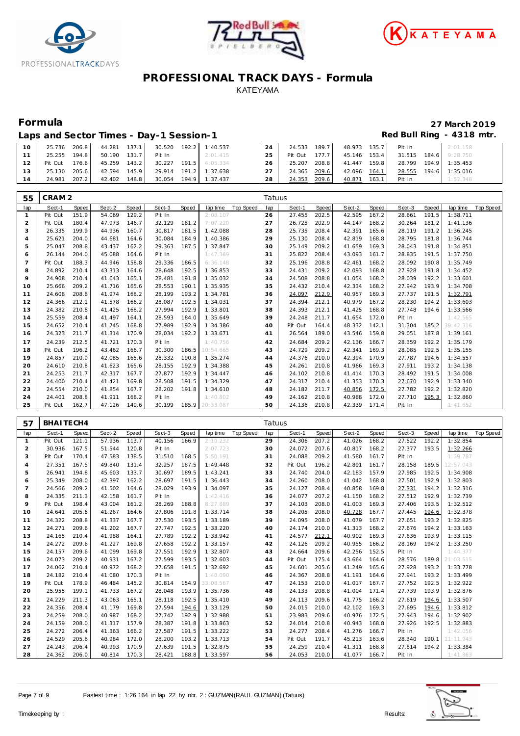# PROFESSIONAL TRACK DAYS - Formula

KATEYAMA

## Formula

**27 March 2019**

**Laps and Sector Times - Day-1 Session-1**

**Red Bull Ring - 4318 mtr.**

| lap | Sect-1 | Speed | Sect-2 | Speed | Sect-3 | Speed | lap time | Top Speed | lap | Sect-1 | Speed | Sect-2 | Speed | Sect-3 | Speed | lap time | Top Speed |
|---|---|---|---|---|---|---|---|---|---|---|---|---|---|---|---|---|---|
| 10 | 25.736 | 206.8 | 44.281 | 137.1 | 30.520 | 192.2 | 1:40.537 | | 24 | 24.533 | 189.7 | 48.973 | 135.7 | Pit In | | 2:01.158 | |
| 11 | 25.255 | 194.8 | 50.190 | 131.7 | Pit In | | 2:01.415 | | 25 | Pit Out | 177.7 | 45.146 | 153.4 | 31.515 | 184.6 | 9:28.750 | |
| 12 | Pit Out | 176.6 | 45.259 | 143.2 | 30.227 | 191.5 | 4:05.334 | | 26 | 25.207 | 208.8 | 41.447 | 159.8 | 28.799 | 194.9 | 1:35.453 | |
| 13 | 25.130 | 205.6 | 42.594 | 145.9 | 29.914 | 191.2 | 1:37.638 | | 27 | 24.365 | 209.6 | 42.096 | 164.1 | 28.555 | 194.6 | 1:35.016 | |
| 14 | 24.981 | 207.2 | 42.402 | 148.8 | 30.054 | 194.9 | 1:37.437 | | 28 | 24.353 | 209.6 | 40.871 | 163.1 | Pit In | | 1:52.348 | |

### 55 CRAM 2 — Tatuus

| lap | Sect-1 | Speed | Sect-2 | Speed | Sect-3 | Speed | lap time | Top Speed | lap | Sect-1 | Speed | Sect-2 | Speed | Sect-3 | Speed | lap time | Top Speed |
|---|---|---|---|---|---|---|---|---|---|---|---|---|---|---|---|---|---|
| 1 | Pit Out | 151.9 | 54.069 | 129.2 | Pit In | | 2:08.107 | | 26 | 27.455 | 202.5 | 42.595 | 167.2 | 28.661 | 191.5 | 1:38.711 | |
| 2 | Pit Out | 180.4 | 47.973 | 146.7 | 32.129 | 181.2 | 7:07.220 | | 27 | 26.725 | 202.9 | 44.147 | 168.2 | 30.264 | 181.2 | 1:41.136 | |
| 3 | 26.335 | 199.9 | 44.936 | 160.7 | 30.817 | 181.5 | 1:42.088 | | 28 | 25.735 | 208.4 | 42.391 | 165.6 | 28.119 | 191.2 | 1:36.245 | |
| 4 | 25.621 | 204.0 | 44.681 | 164.6 | 30.084 | 184.9 | 1:40.386 | | 29 | 25.130 | 208.4 | 42.819 | 168.8 | 28.795 | 181.8 | 1:36.744 | |
| 5 | 25.047 | 208.8 | 43.437 | 162.2 | 29.363 | 187.5 | 1:37.847 | | 30 | 25.149 | 209.2 | 41.659 | 169.3 | 28.043 | 191.8 | 1:34.851 | |
| 6 | 26.144 | 204.0 | 45.088 | 164.6 | Pit In | | 1:47.389 | | 31 | 25.822 | 208.4 | 43.093 | 161.7 | 28.835 | 191.5 | 1:37.750 | |
| 7 | Pit Out | 188.3 | 44.946 | 158.8 | 29.336 | 186.5 | 6:36.148 | | 32 | 25.196 | 208.8 | 42.461 | 168.2 | 28.092 | 190.8 | 1:35.749 | |
| 8 | 24.892 | 210.4 | 43.313 | 164.6 | 28.648 | 192.5 | 1:36.853 | | 33 | 24.431 | 209.2 | 42.093 | 168.8 | 27.928 | 191.8 | 1:34.452 | |
| 9 | 24.908 | 210.4 | 41.643 | 165.1 | 28.481 | 191.8 | 1:35.032 | | 34 | 24.508 | 208.8 | 41.054 | 168.2 | 28.039 | 192.2 | 1:33.601 | |
| 10 | 25.666 | 209.2 | 41.716 | 165.6 | 28.553 | 190.1 | 1:35.935 | | 35 | 24.432 | 210.4 | 42.334 | 168.2 | 27.942 | 193.9 | 1:34.708 | |
| 11 | 24.608 | 208.8 | 41.974 | 168.2 | 28.199 | 193.2 | 1:34.781 | | 36 | 24.097 | 212.9 | 40.957 | 169.3 | 27.737 | 191.5 | 1:32.791 | |
| 12 | 24.366 | 212.1 | 41.578 | 166.2 | 28.087 | 192.5 | 1:34.031 | | 37 | 24.394 | 212.1 | 40.979 | 167.2 | 28.230 | 194.2 | 1:33.603 | |
| 13 | 24.382 | 210.8 | 41.425 | 168.2 | 27.994 | 192.9 | 1:33.801 | | 38 | 24.393 | 212.1 | 41.425 | 168.8 | 27.748 | 194.6 | 1:33.566 | |
| 14 | 25.559 | 208.4 | 41.497 | 164.1 | 28.593 | 184.0 | 1:35.649 | | 39 | 24.248 | 211.7 | 41.654 | 172.0 | Pit In | | 1:42.565 | |
| 15 | 24.652 | 210.4 | 41.745 | 168.8 | 27.989 | 192.9 | 1:34.386 | | 40 | Pit Out | 164.4 | 48.332 | 142.1 | 31.304 | 185.2 | 39:42.316 | |
| 16 | 24.323 | 211.7 | 41.314 | 170.9 | 28.034 | 192.2 | 1:33.671 | | 41 | 26.564 | 189.0 | 43.546 | 159.8 | 29.051 | 187.8 | 1:39.161 | |
| 17 | 24.239 | 212.5 | 41.721 | 170.3 | Pit In | | 1:40.756 | | 42 | 24.684 | 209.2 | 42.136 | 166.7 | 28.359 | 192.2 | 1:35.179 | |
| 18 | Pit Out | 196.2 | 43.462 | 166.7 | 30.300 | 186.5 | 10:54.665 | | 43 | 24.729 | 209.2 | 42.341 | 169.3 | 28.085 | 192.5 | 1:35.155 | |
| 19 | 24.857 | 210.0 | 42.085 | 165.6 | 28.332 | 190.8 | 1:35.274 | | 44 | 24.376 | 210.0 | 42.394 | 170.9 | 27.787 | 194.6 | 1:34.557 | |
| 20 | 24.610 | 210.8 | 41.623 | 165.6 | 28.155 | 192.9 | 1:34.388 | | 45 | 24.261 | 210.8 | 41.966 | 169.3 | 27.911 | 193.2 | 1:34.138 | |
| 21 | 24.253 | 211.7 | 42.317 | 167.7 | 27.877 | 192.9 | 1:34.447 | | 46 | 24.102 | 210.8 | 41.414 | 170.3 | 28.492 | 191.5 | 1:34.008 | |
| 22 | 24.400 | 210.4 | 41.421 | 169.8 | 28.508 | 191.5 | 1:34.329 | | 47 | 24.317 | 210.4 | 41.353 | 170.3 | 27.670 | 192.9 | 1:33.340 | |
| 23 | 24.554 | 210.0 | 41.854 | 167.7 | 28.202 | 191.8 | 1:34.610 | | 48 | 24.182 | 211.7 | 40.856 | 172.5 | 27.782 | 192.2 | 1:32.820 | |
| 24 | 24.401 | 208.8 | 41.911 | 168.2 | Pit In | | 1:40.802 | | 49 | 24.162 | 210.8 | 40.988 | 172.0 | 27.710 | 195.3 | 1:32.860 | |
| 25 | Pit Out | 162.7 | 47.126 | 149.6 | 30.199 | 185.9 | 20:33.087 | | 50 | 24.136 | 210.8 | 42.339 | 171.4 | Pit In | | 1:41.652 | |

### 57 BHAITECH4 — Tatuus

| lap | Sect-1 | Speed | Sect-2 | Speed | Sect-3 | Speed | lap time | Top Speed | lap | Sect-1 | Speed | Sect-2 | Speed | Sect-3 | Speed | lap time | Top Speed |
|---|---|---|---|---|---|---|---|---|---|---|---|---|---|---|---|---|---|
| 1 | Pit Out | 121.1 | 57.936 | 113.7 | 40.156 | 166.9 | 2:10.232 | | 29 | 24.306 | 207.2 | 41.026 | 168.2 | 27.522 | 192.2 | 1:32.854 | |
| 2 | 30.936 | 167.5 | 51.544 | 120.8 | Pit In | | 2:07.723 | | 30 | 24.072 | 207.6 | 40.817 | 168.2 | 27.377 | 193.5 | 1:32.266 | |
| 3 | Pit Out | 170.4 | 47.583 | 138.5 | 31.510 | 168.5 | 5:50.191 | | 31 | 24.088 | 209.2 | 41.580 | 161.7 | Pit In | | 1:39.787 | |
| 4 | 27.351 | 167.5 | 49.840 | 131.4 | 32.257 | 187.5 | 1:49.448 | | 32 | Pit Out | 196.2 | 42.891 | 161.7 | 28.158 | 189.5 | 12:57.043 | |
| 5 | 26.941 | 194.8 | 45.603 | 133.7 | 30.697 | 189.5 | 1:43.241 | | 33 | 24.740 | 204.0 | 42.183 | 157.9 | 27.985 | 192.5 | 1:34.908 | |
| 6 | 25.349 | 208.0 | 42.397 | 162.2 | 28.697 | 191.5 | 1:36.443 | | 34 | 24.260 | 208.0 | 41.042 | 168.8 | 27.501 | 192.9 | 1:32.803 | |
| 7 | 24.566 | 209.2 | 41.502 | 164.6 | 28.029 | 193.9 | 1:34.097 | | 35 | 24.127 | 208.4 | 40.858 | 169.8 | 27.331 | 194.2 | 1:32.316 | |
| 8 | 24.335 | 211.3 | 42.158 | 161.7 | Pit In | | 1:42.416 | | 36 | 24.077 | 207.2 | 41.150 | 168.2 | 27.512 | 192.9 | 1:32.739 | |
| 9 | Pit Out | 198.4 | 43.004 | 161.2 | 28.269 | 188.8 | 8:27.889 | | 37 | 24.103 | 208.0 | 41.003 | 169.3 | 27.406 | 193.5 | 1:32.512 | |
| 10 | 24.641 | 205.6 | 41.267 | 164.6 | 27.806 | 191.8 | 1:33.714 | | 38 | 24.205 | 208.0 | 40.728 | 167.7 | 27.445 | 194.6 | 1:32.378 | |
| 11 | 24.322 | 208.8 | 41.337 | 167.7 | 27.530 | 193.5 | 1:33.189 | | 39 | 24.095 | 208.0 | 41.079 | 167.7 | 27.651 | 193.2 | 1:32.825 | |
| 12 | 24.271 | 209.6 | 41.202 | 167.7 | 27.747 | 192.5 | 1:33.220 | | 40 | 24.174 | 210.0 | 41.313 | 168.2 | 27.676 | 194.2 | 1:33.163 | |
| 13 | 24.165 | 210.4 | 41.988 | 164.1 | 27.789 | 192.2 | 1:33.942 | | 41 | 24.577 | 212.1 | 40.902 | 169.3 | 27.636 | 193.9 | 1:33.115 | |
| 14 | 24.272 | 209.6 | 41.227 | 169.8 | 27.658 | 192.2 | 1:33.157 | | 42 | 24.126 | 209.2 | 40.955 | 166.2 | 28.169 | 194.2 | 1:33.250 | |
| 15 | 24.157 | 209.6 | 41.099 | 169.8 | 27.551 | 192.9 | 1:32.807 | | 43 | 24.664 | 209.6 | 42.256 | 152.5 | Pit In | | 1:44.377 | |
| 16 | 24.073 | 209.2 | 40.931 | 167.2 | 27.599 | 193.5 | 1:32.603 | | 44 | Pit Out | 175.4 | 43.664 | 164.6 | 28.576 | 189.8 | 21:03.515 | |
| 17 | 24.062 | 210.4 | 40.972 | 168.2 | 27.658 | 191.5 | 1:32.692 | | 45 | 24.601 | 205.6 | 41.249 | 165.6 | 27.928 | 193.2 | 1:33.778 | |
| 18 | 24.182 | 210.4 | 41.080 | 170.3 | Pit In | | 1:40.090 | | 46 | 24.367 | 208.8 | 41.191 | 164.6 | 27.941 | 193.2 | 1:33.499 | |
| 19 | Pit Out | 178.9 | 46.484 | 145.2 | 30.814 | 154.9 | 33:08.567 | | 47 | 24.153 | 210.0 | 41.017 | 167.7 | 27.752 | 192.5 | 1:32.922 | |
| 20 | 25.955 | 199.1 | 41.733 | 167.2 | 28.048 | 193.9 | 1:35.736 | | 48 | 24.133 | 208.8 | 41.004 | 171.4 | 27.739 | 193.9 | 1:32.876 | |
| 21 | 24.229 | 211.3 | 43.063 | 165.1 | 28.118 | 192.5 | 1:35.410 | | 49 | 24.113 | 209.6 | 41.775 | 166.2 | 27.619 | 194.6 | 1:33.507 | |
| 22 | 24.356 | 208.4 | 41.179 | 169.8 | 27.594 | 194.6 | 1:33.129 | | 50 | 24.015 | 210.0 | 42.102 | 169.3 | 27.695 | 194.6 | 1:33.812 | |
| 23 | 24.259 | 208.0 | 40.987 | 168.2 | 27.742 | 192.9 | 1:32.988 | | 51 | 23.983 | 209.6 | 40.976 | 172.5 | 27.943 | 194.6 | 1:32.902 | |
| 24 | 24.159 | 208.0 | 41.317 | 157.9 | 28.387 | 191.8 | 1:33.863 | | 52 | 24.014 | 210.8 | 40.943 | 168.8 | 27.926 | 192.5 | 1:32.883 | |
| 25 | 24.272 | 206.4 | 41.363 | 166.2 | 27.587 | 191.5 | 1:33.222 | | 53 | 24.277 | 208.4 | 41.276 | 166.7 | Pit In | | 1:42.056 | |
| 26 | 24.529 | 205.6 | 40.984 | 172.0 | 28.200 | 193.2 | 1:33.713 | | 54 | Pit Out | 191.7 | 45.213 | 163.6 | 28.340 | 190.1 | 11:11.943 | |
| 27 | 24.243 | 206.4 | 40.993 | 170.9 | 27.639 | 191.5 | 1:32.875 | | 55 | 24.259 | 210.4 | 44.311 | 168.8 | 27.814 | 194.2 | 1:33.384 | |
| 28 | 24.362 | 206.0 | 40.814 | 170.3 | 28.421 | 188.8 | 1:33.597 | | 56 | 24.053 | 210.0 | 41.077 | 166.7 | Pit In | | 1:41.863 | |

Fastest time : 1:26.164 in lap 22 by nbr. 2 : GUZMAN(RAUL GUZMAN) (Tatuus)

Timekeeping by : Results: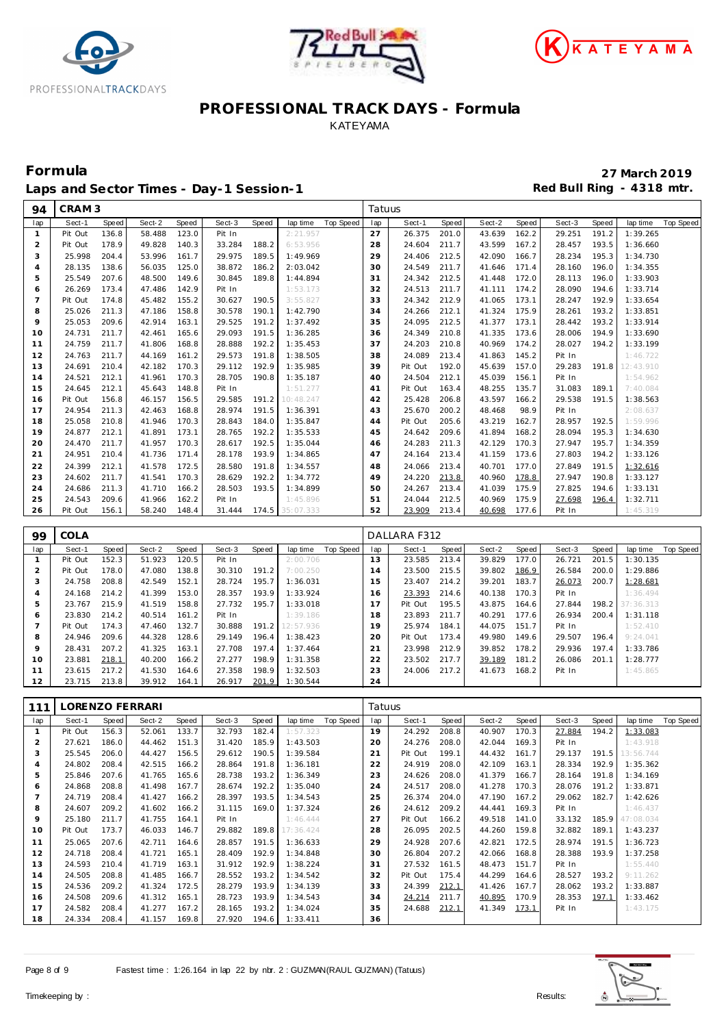# PROFESSIONAL TRACK DAYS - Formula

KATEYAMA

## Formula

**Laps and Sector Times - Day-1 Session-1**

**27 March 2019**

**Red Bull Ring - 4318 mtr.**

| 94 | CRAM 3 | | | | | | | | Tatuus | | | | | | | | |
|---|---|---|---|---|---|---|---|---|---|---|---|---|---|---|---|---|---|
| lap | Sect-1 | Speed | Sect-2 | Speed | Sect-3 | Speed | lap time | Top Speed | lap | Sect-1 | Speed | Sect-2 | Speed | Sect-3 | Speed | lap time | Top Speed |
| 1 | Pit Out | 136.8 | 58.488 | 123.0 | Pit In | | 2:21.957 | | 27 | 26.375 | 201.0 | 43.639 | 162.2 | 29.251 | 191.2 | 1:39.265 | |
| 2 | Pit Out | 178.9 | 49.828 | 140.3 | 33.284 | 188.2 | 6:53.956 | | 28 | 24.604 | 211.7 | 43.599 | 167.2 | 28.457 | 193.5 | 1:36.660 | |
| 3 | 25.998 | 204.4 | 53.996 | 161.7 | 29.975 | 189.5 | 1:49.969 | | 29 | 24.406 | 212.5 | 42.090 | 166.7 | 28.234 | 195.3 | 1:34.730 | |
| 4 | 28.135 | 138.6 | 56.035 | 125.0 | 38.872 | 186.2 | 2:03.042 | | 30 | 24.549 | 211.7 | 41.646 | 171.4 | 28.160 | 196.0 | 1:34.355 | |
| 5 | 25.549 | 207.6 | 48.500 | 149.6 | 30.845 | 189.8 | 1:44.894 | | 31 | 24.342 | 212.5 | 41.448 | 172.0 | 28.113 | 196.0 | 1:33.903 | |
| 6 | 26.269 | 173.4 | 47.486 | 142.9 | Pit In | | 1:53.173 | | 32 | 24.513 | 211.7 | 41.111 | 174.2 | 28.090 | 194.6 | 1:33.714 | |
| 7 | Pit Out | 174.8 | 45.482 | 155.2 | 30.627 | 190.5 | 3:55.827 | | 33 | 24.342 | 212.9 | 41.065 | 173.1 | 28.247 | 192.9 | 1:33.654 | |
| 8 | 25.026 | 211.3 | 47.186 | 158.8 | 30.578 | 190.1 | 1:42.790 | | 34 | 24.266 | 212.1 | 41.324 | 175.9 | 28.261 | 193.2 | 1:33.851 | |
| 9 | 25.053 | 209.6 | 42.914 | 163.1 | 29.525 | 191.2 | 1:37.492 | | 35 | 24.095 | 212.5 | 41.377 | 173.1 | 28.442 | 193.2 | 1:33.914 | |
| 10 | 24.731 | 211.7 | 42.461 | 165.6 | 29.093 | 191.5 | 1:36.285 | | 36 | 24.349 | 210.8 | 41.335 | 173.6 | 28.006 | 194.9 | 1:33.690 | |
| 11 | 24.759 | 211.7 | 41.806 | 168.8 | 28.888 | 192.2 | 1:35.453 | | 37 | 24.203 | 210.8 | 40.969 | 174.2 | 28.027 | 194.2 | 1:33.199 | |
| 12 | 24.763 | 211.7 | 44.169 | 161.2 | 29.573 | 191.8 | 1:38.505 | | 38 | 24.089 | 213.4 | 41.863 | 145.2 | Pit In | | 1:46.722 | |
| 13 | 24.691 | 210.4 | 42.182 | 170.3 | 29.112 | 192.9 | 1:35.985 | | 39 | Pit Out | 192.0 | 45.639 | 157.0 | 29.283 | 191.8 | 12:43.910 | |
| 14 | 24.521 | 212.1 | 41.961 | 170.3 | 28.705 | 190.8 | 1:35.187 | | 40 | 24.504 | 212.1 | 45.039 | 156.1 | Pit In | | 1:54.962 | |
| 15 | 24.645 | 212.1 | 45.643 | 148.8 | Pit In | | 1:51.277 | | 41 | Pit Out | 163.4 | 48.255 | 135.7 | 31.083 | 189.1 | 7:40.084 | |
| 16 | Pit Out | 156.8 | 46.157 | 156.5 | 29.585 | 191.2 | 10:48.247 | | 42 | 25.428 | 206.8 | 43.597 | 166.2 | 29.538 | 191.5 | 1:38.563 | |
| 17 | 24.954 | 211.3 | 42.463 | 168.8 | 28.974 | 191.5 | 1:36.391 | | 43 | 25.670 | 200.2 | 48.468 | 98.9 | Pit In | | 2:08.637 | |
| 18 | 25.058 | 210.8 | 41.946 | 170.3 | 28.843 | 184.0 | 1:35.847 | | 44 | Pit Out | 205.6 | 43.219 | 162.7 | 28.957 | 192.5 | 1:59.996 | |
| 19 | 24.877 | 212.1 | 41.891 | 173.1 | 28.765 | 192.2 | 1:35.533 | | 45 | 24.642 | 209.6 | 41.894 | 168.2 | 28.094 | 195.3 | 1:34.630 | |
| 20 | 24.470 | 211.7 | 41.957 | 170.3 | 28.617 | 192.5 | 1:35.044 | | 46 | 24.283 | 211.3 | 42.129 | 170.3 | 27.947 | 195.7 | 1:34.359 | |
| 21 | 24.951 | 210.4 | 41.736 | 171.4 | 28.178 | 193.9 | 1:34.865 | | 47 | 24.164 | 213.4 | 41.159 | 173.6 | 27.803 | 194.2 | 1:33.126 | |
| 22 | 24.399 | 212.1 | 41.578 | 172.5 | 28.580 | 191.8 | 1:34.557 | | 48 | 24.066 | 213.4 | 40.701 | 177.0 | 27.849 | 191.5 | 1:32.616 | |
| 23 | 24.602 | 211.7 | 41.541 | 170.3 | 28.629 | 192.2 | 1:34.772 | | 49 | 24.220 | 213.8 | 40.960 | 178.8 | 27.947 | 190.8 | 1:33.127 | |
| 24 | 24.686 | 211.3 | 41.710 | 166.2 | 28.503 | 193.5 | 1:34.899 | | 50 | 24.267 | 213.4 | 41.039 | 175.9 | 27.825 | 194.6 | 1:33.131 | |
| 25 | 24.543 | 209.6 | 41.966 | 162.2 | Pit In | | 1:45.896 | | 51 | 24.044 | 212.5 | 40.969 | 175.9 | 27.698 | 196.4 | 1:32.711 | |
| 26 | Pit Out | 156.1 | 58.240 | 148.4 | 31.444 | 174.5 | 35:07.333 | | 52 | 23.909 | 213.4 | 40.698 | 177.6 | Pit In | | 1:45.319 | |

| 99 | COLA | | | | | | | | DALLARA F312 | | | | | | | | |
|---|---|---|---|---|---|---|---|---|---|---|---|---|---|---|---|---|---|
| lap | Sect-1 | Speed | Sect-2 | Speed | Sect-3 | Speed | lap time | Top Speed | lap | Sect-1 | Speed | Sect-2 | Speed | Sect-3 | Speed | lap time | Top Speed |
| 1 | Pit Out | 152.3 | 51.923 | 120.5 | Pit In | | 2:00.706 | | 13 | 23.585 | 213.4 | 39.829 | 177.0 | 26.721 | 201.5 | 1:30.135 | |
| 2 | Pit Out | 178.0 | 47.080 | 138.8 | 30.310 | 191.2 | 7:00.250 | | 14 | 23.500 | 215.5 | 39.802 | 186.9 | 26.584 | 200.0 | 1:29.886 | |
| 3 | 24.758 | 208.8 | 42.549 | 152.1 | 28.724 | 195.7 | 1:36.031 | | 15 | 23.407 | 214.2 | 39.201 | 183.7 | 26.073 | 200.7 | 1:28.681 | |
| 4 | 24.168 | 214.2 | 41.399 | 153.0 | 28.357 | 193.9 | 1:33.924 | | 16 | 23.393 | 214.6 | 40.138 | 170.3 | Pit In | | 1:36.494 | |
| 5 | 23.767 | 215.9 | 41.519 | 158.8 | 27.732 | 195.7 | 1:33.018 | | 17 | Pit Out | 195.5 | 43.875 | 164.6 | 27.844 | 198.2 | 37:36.313 | |
| 6 | 23.830 | 214.2 | 40.514 | 161.2 | Pit In | | 1:39.186 | | 18 | 23.893 | 211.7 | 40.291 | 177.6 | 26.934 | 200.4 | 1:31.118 | |
| 7 | Pit Out | 174.3 | 47.460 | 132.7 | 30.888 | 191.2 | 12:57.936 | | 19 | 25.974 | 184.1 | 44.075 | 151.7 | Pit In | | 1:52.410 | |
| 8 | 24.946 | 209.6 | 44.328 | 128.6 | 29.149 | 196.4 | 1:38.423 | | 20 | Pit Out | 173.4 | 49.980 | 149.6 | 29.507 | 196.4 | 9:24.041 | |
| 9 | 28.431 | 207.2 | 41.325 | 163.1 | 27.708 | 197.4 | 1:37.464 | | 21 | 23.998 | 212.9 | 39.852 | 178.2 | 29.936 | 197.4 | 1:33.786 | |
| 10 | 23.881 | 218.1 | 40.200 | 166.2 | 27.277 | 198.9 | 1:31.358 | | 22 | 23.502 | 217.7 | 39.189 | 181.2 | 26.086 | 201.1 | 1:28.777 | |
| 11 | 23.615 | 217.2 | 41.530 | 164.6 | 27.358 | 198.9 | 1:32.503 | | 23 | 24.006 | 217.2 | 41.673 | 168.2 | Pit In | | 1:45.865 | |
| 12 | 23.715 | 213.8 | 39.912 | 164.1 | 26.917 | 201.9 | 1:30.544 | | 24 | | | | | | | | |

| 111 | LORENZO FERRARI | | | | | | | | Tatuus | | | | | | | | |
|---|---|---|---|---|---|---|---|---|---|---|---|---|---|---|---|---|---|
| lap | Sect-1 | Speed | Sect-2 | Speed | Sect-3 | Speed | lap time | Top Speed | lap | Sect-1 | Speed | Sect-2 | Speed | Sect-3 | Speed | lap time | Top Speed |
| 1 | Pit Out | 156.3 | 52.061 | 133.7 | 32.793 | 182.4 | 1:57.323 | | 19 | 24.292 | 208.8 | 40.907 | 170.3 | 27.884 | 194.2 | 1:33.083 | |
| 2 | 27.621 | 186.0 | 44.462 | 151.3 | 31.420 | 185.9 | 1:43.503 | | 20 | 24.276 | 208.0 | 42.044 | 169.3 | Pit In | | 1:43.918 | |
| 3 | 25.545 | 206.0 | 44.427 | 156.5 | 29.612 | 190.5 | 1:39.584 | | 21 | Pit Out | 199.1 | 44.432 | 161.7 | 29.137 | 191.5 | 13:56.744 | |
| 4 | 24.802 | 208.4 | 42.515 | 166.2 | 28.864 | 191.8 | 1:36.181 | | 22 | 24.919 | 208.0 | 42.109 | 163.1 | 28.334 | 192.9 | 1:35.362 | |
| 5 | 25.846 | 207.6 | 41.765 | 165.6 | 28.738 | 193.2 | 1:36.349 | | 23 | 24.626 | 208.0 | 41.379 | 166.7 | 28.164 | 191.8 | 1:34.169 | |
| 6 | 24.868 | 208.8 | 41.498 | 167.7 | 28.674 | 192.2 | 1:35.040 | | 24 | 24.517 | 208.0 | 41.278 | 170.3 | 28.076 | 191.2 | 1:33.871 | |
| 7 | 24.719 | 208.4 | 41.427 | 166.2 | 28.397 | 193.5 | 1:34.543 | | 25 | 26.374 | 204.0 | 47.190 | 167.2 | 29.062 | 182.7 | 1:42.626 | |
| 8 | 24.607 | 209.2 | 41.602 | 166.2 | 31.115 | 169.0 | 1:37.324 | | 26 | 24.612 | 209.2 | 44.441 | 169.3 | Pit In | | 1:46.437 | |
| 9 | 25.180 | 211.7 | 41.755 | 164.1 | Pit In | | 1:46.444 | | 27 | Pit Out | 166.2 | 49.518 | 141.0 | 33.132 | 185.9 | 47:08.034 | |
| 10 | Pit Out | 173.7 | 46.033 | 146.7 | 29.882 | 189.8 | 17:36.424 | | 28 | 26.095 | 202.5 | 44.260 | 159.8 | 32.882 | 189.1 | 1:43.237 | |
| 11 | 25.065 | 207.6 | 42.711 | 164.6 | 28.857 | 191.5 | 1:36.633 | | 29 | 24.928 | 207.6 | 42.821 | 172.5 | 28.974 | 191.5 | 1:36.723 | |
| 12 | 24.718 | 208.4 | 41.721 | 165.1 | 28.409 | 192.9 | 1:34.848 | | 30 | 26.804 | 207.2 | 42.066 | 168.8 | 28.388 | 193.9 | 1:37.258 | |
| 13 | 24.593 | 210.4 | 41.719 | 163.1 | 31.912 | 192.9 | 1:38.224 | | 31 | 27.532 | 161.5 | 48.473 | 151.7 | Pit In | | 1:55.440 | |
| 14 | 24.505 | 208.8 | 41.485 | 166.7 | 28.552 | 193.2 | 1:34.542 | | 32 | Pit Out | 175.4 | 44.299 | 164.6 | 28.527 | 193.2 | 9:11.262 | |
| 15 | 24.536 | 209.2 | 41.324 | 172.5 | 28.279 | 193.9 | 1:34.139 | | 33 | 24.399 | 212.1 | 41.426 | 167.7 | 28.062 | 193.2 | 1:33.887 | |
| 16 | 24.508 | 209.6 | 41.312 | 165.1 | 28.723 | 193.9 | 1:34.543 | | 34 | 24.214 | 211.7 | 40.895 | 170.9 | 28.353 | 197.1 | 1:33.462 | |
| 17 | 24.582 | 208.4 | 41.277 | 167.2 | 28.165 | 193.2 | 1:34.024 | | 35 | 24.688 | 212.1 | 41.349 | 173.1 | Pit In | | 1:43.175 | |
| 18 | 24.334 | 208.4 | 41.157 | 169.8 | 27.920 | 194.6 | 1:33.411 | | 36 | | | | | | | | |

Fastest time : 1:26.164 in lap 22 by nbr. 2 : GUZMAN(RAUL GUZMAN) (Tatuus)

Timekeeping by : 

Results: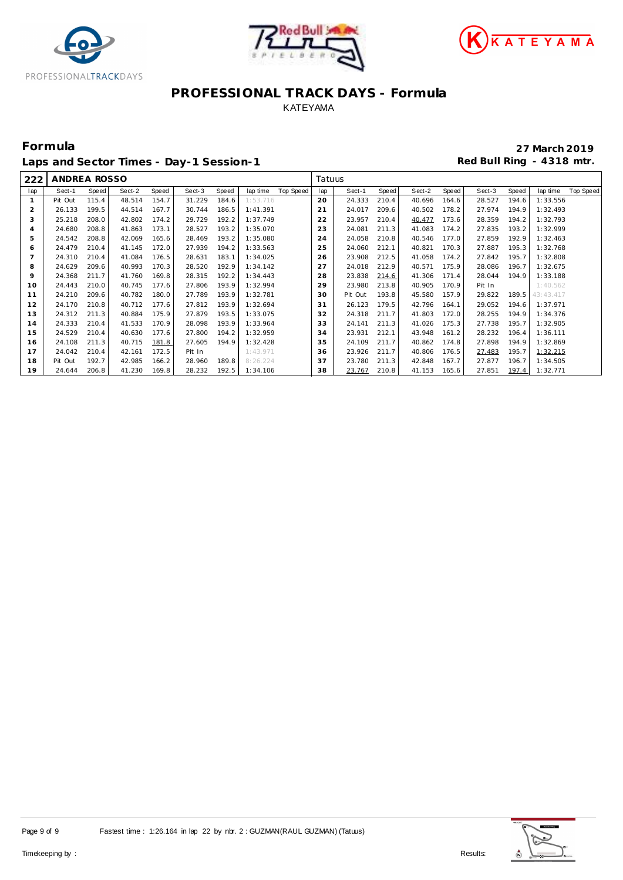# PROFESSIONAL TRACK DAYS - Formula

KATEYAMA

## Formula

**27 March 2019**

### Laps and Sector Times - Day-1 Session-1

**Red Bull Ring - 4318 mtr.**

| 222 | ANDREA ROSSO | | | | | | | | Tatuus | | | | | | | | | |
|---|---|---|---|---|---|---|---|---|---|---|---|---|---|---|---|---|---|---|
| lap | Sect-1 | Speed | Sect-2 | Speed | Sect-3 | Speed | lap time | Top Speed | lap | Sect-1 | Speed | Sect-2 | Speed | Sect-3 | Speed | lap time | Top Speed |
| 1 | Pit Out | 115.4 | 48.514 | 154.7 | 31.229 | 184.6 | 1:53.716 | | 20 | 24.333 | 210.4 | 40.696 | 164.6 | 28.527 | 194.6 | 1:33.556 | |
| 2 | 26.133 | 199.5 | 44.514 | 167.7 | 30.744 | 186.5 | 1:41.391 | | 21 | 24.017 | 209.6 | 40.502 | 178.2 | 27.974 | 194.9 | 1:32.493 | |
| 3 | 25.218 | 208.0 | 42.802 | 174.2 | 29.729 | 192.2 | 1:37.749 | | 22 | 23.957 | 210.4 | 40.477 | 173.6 | 28.359 | 194.2 | 1:32.793 | |
| 4 | 24.680 | 208.8 | 41.863 | 173.1 | 28.527 | 193.2 | 1:35.070 | | 23 | 24.081 | 211.3 | 41.083 | 174.2 | 27.835 | 193.2 | 1:32.999 | |
| 5 | 24.542 | 208.8 | 42.069 | 165.6 | 28.469 | 193.2 | 1:35.080 | | 24 | 24.058 | 210.8 | 40.546 | 177.0 | 27.859 | 192.9 | 1:32.463 | |
| 6 | 24.479 | 210.4 | 41.145 | 172.0 | 27.939 | 194.2 | 1:33.563 | | 25 | 24.060 | 212.1 | 40.821 | 170.3 | 27.887 | 195.3 | 1:32.768 | |
| 7 | 24.310 | 210.4 | 41.084 | 176.5 | 28.631 | 183.1 | 1:34.025 | | 26 | 23.908 | 212.5 | 41.058 | 174.2 | 27.842 | 195.7 | 1:32.808 | |
| 8 | 24.629 | 209.6 | 40.993 | 170.3 | 28.520 | 192.9 | 1:34.142 | | 27 | 24.018 | 212.9 | 40.571 | 175.9 | 28.086 | 196.7 | 1:32.675 | |
| 9 | 24.368 | 211.7 | 41.760 | 169.8 | 28.315 | 192.2 | 1:34.443 | | 28 | 23.838 | 214.6 | 41.306 | 171.4 | 28.044 | 194.9 | 1:33.188 | |
| 10 | 24.443 | 210.0 | 40.745 | 177.6 | 27.806 | 193.9 | 1:32.994 | | 29 | 23.980 | 213.8 | 40.905 | 170.9 | Pit In | | 1:40.562 | |
| 11 | 24.210 | 209.6 | 40.782 | 180.0 | 27.789 | 193.9 | 1:32.781 | | 30 | Pit Out | 193.8 | 45.580 | 157.9 | 29.822 | 189.5 | 43:43.417 | |
| 12 | 24.170 | 210.8 | 40.712 | 177.6 | 27.812 | 193.9 | 1:32.694 | | 31 | 26.123 | 179.5 | 42.796 | 164.1 | 29.052 | 194.6 | 1:37.971 | |
| 13 | 24.312 | 211.3 | 40.884 | 175.9 | 27.879 | 193.5 | 1:33.075 | | 32 | 24.318 | 211.7 | 41.803 | 172.0 | 28.255 | 194.9 | 1:34.376 | |
| 14 | 24.333 | 210.4 | 41.533 | 170.9 | 28.098 | 193.9 | 1:33.964 | | 33 | 24.141 | 211.3 | 41.026 | 175.3 | 27.738 | 195.7 | 1:32.905 | |
| 15 | 24.529 | 210.4 | 40.630 | 177.6 | 27.800 | 194.2 | 1:32.959 | | 34 | 23.931 | 212.1 | 43.948 | 161.2 | 28.232 | 196.4 | 1:36.111 | |
| 16 | 24.108 | 211.3 | 40.715 | 181.8 | 27.605 | 194.9 | 1:32.428 | | 35 | 24.109 | 211.7 | 40.862 | 174.8 | 27.898 | 194.9 | 1:32.869 | |
| 17 | 24.042 | 210.4 | 42.161 | 172.5 | Pit In | | 1:43.971 | | 36 | 23.926 | 211.7 | 40.806 | 176.5 | 27.483 | 195.7 | 1:32.215 | |
| 18 | Pit Out | 192.7 | 42.985 | 166.2 | 28.960 | 189.8 | 8:26.224 | | 37 | 23.780 | 211.3 | 42.848 | 167.7 | 27.877 | 196.7 | 1:34.505 | |
| 19 | 24.644 | 206.8 | 41.230 | 169.8 | 28.232 | 192.5 | 1:34.106 | | 38 | 23.767 | 210.8 | 41.153 | 165.6 | 27.851 | 197.4 | 1:32.771 | |

Fastest time : 1:26.164 in lap 22 by nbr. 2 : GUZMAN(RAUL GUZMAN) (Tatuus)

Timekeeping by :

Results: